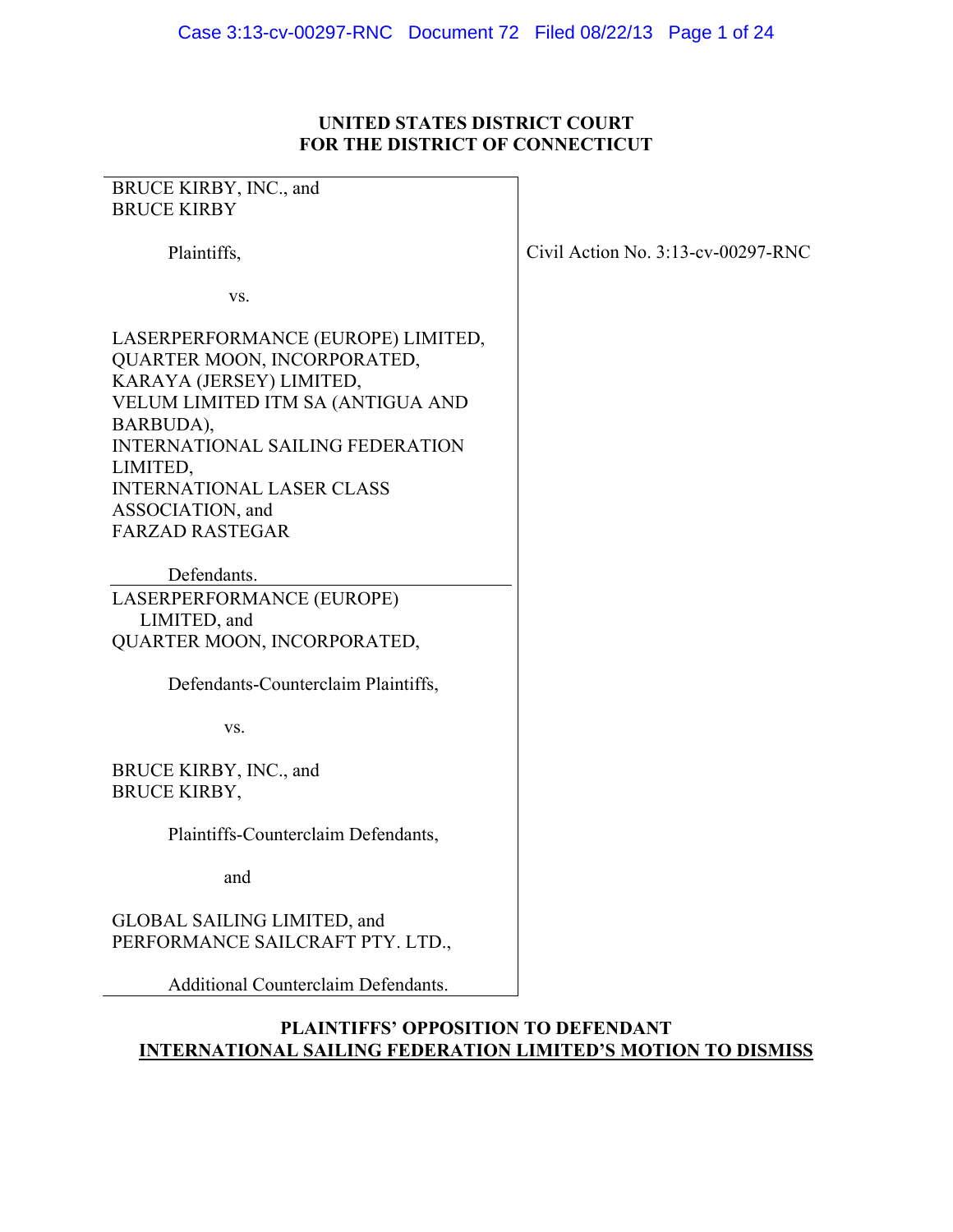**UNITED STATES DISTRICT COURT**
**FOR THE DISTRICT OF CONNECTICUT**

| | |
|---|---|
| BRUCE KIRBY, INC., and<br>BRUCE KIRBY<br><br>Plaintiffs,<br><br>vs.<br><br>LASERPERFORMANCE (EUROPE) LIMITED,<br>QUARTER MOON, INCORPORATED,<br>KARAYA (JERSEY) LIMITED,<br>VELUM LIMITED ITM SA (ANTIGUA AND BARBUDA),<br>INTERNATIONAL SAILING FEDERATION LIMITED,<br>INTERNATIONAL LASER CLASS ASSOCIATION, and<br>FARZAD RASTEGAR<br><br>Defendants. | Civil Action No. 3:13-cv-00297-RNC |
| LASERPERFORMANCE (EUROPE) LIMITED, and<br>QUARTER MOON, INCORPORATED,<br><br>Defendants-Counterclaim Plaintiffs,<br><br>vs.<br><br>BRUCE KIRBY, INC., and<br>BRUCE KIRBY,<br><br>Plaintiffs-Counterclaim Defendants,<br><br>and<br><br>GLOBAL SAILING LIMITED, and<br>PERFORMANCE SAILCRAFT PTY. LTD.,<br><br>Additional Counterclaim Defendants. | |

**PLAINTIFFS' OPPOSITION TO DEFENDANT**
**<u>INTERNATIONAL SAILING FEDERATION LIMITED'S MOTION TO DISMISS</u>**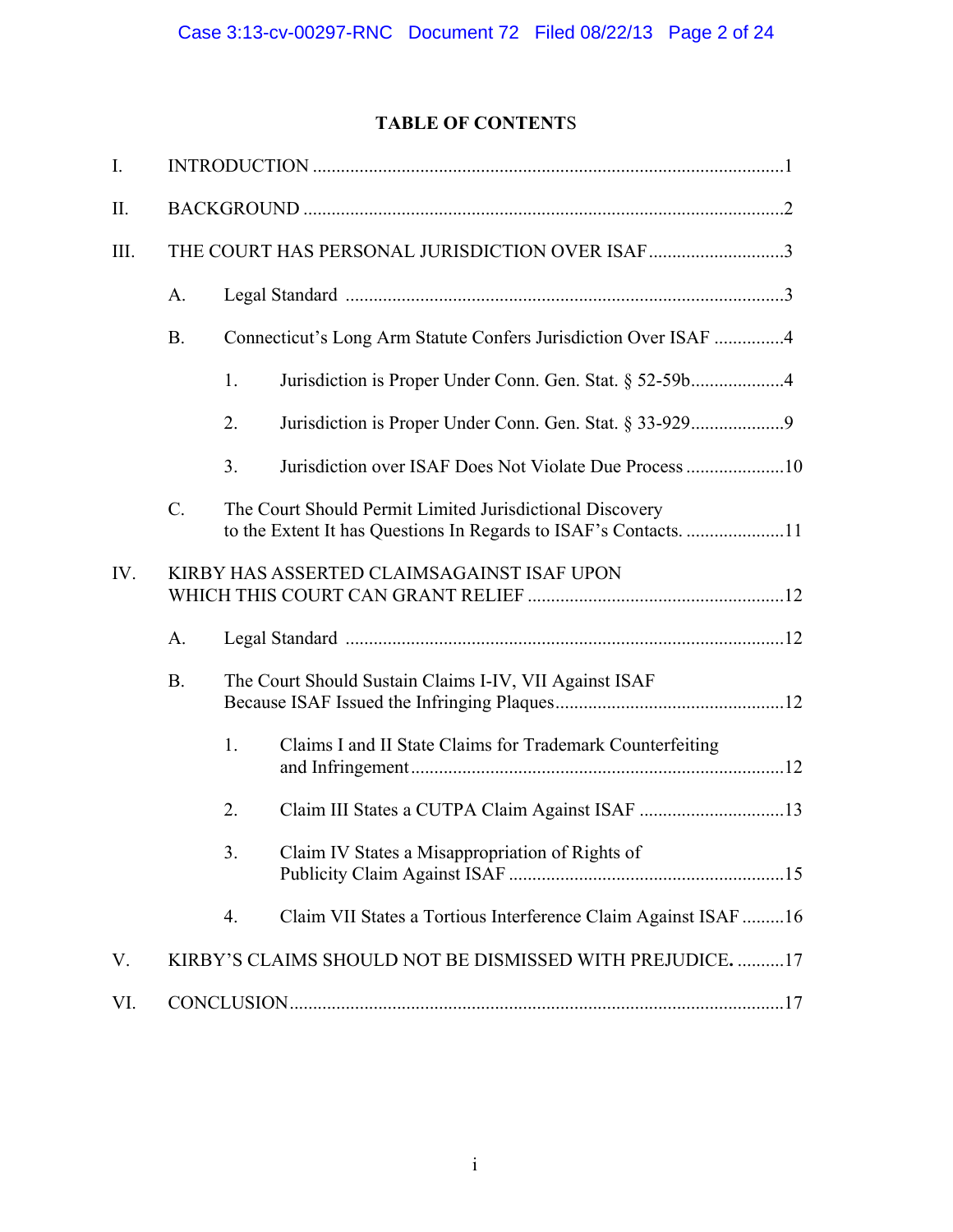# TABLE OF CONTENTS

I. INTRODUCTION .....................................................................................................1

II. BACKGROUND .......................................................................................................2

III. THE COURT HAS PERSONAL JURISDICTION OVER ISAF .............................3

- A. Legal Standard .............................................................................................3
- B. Connecticut's Long Arm Statute Confers Jurisdiction Over ISAF ...............4
  - 1. Jurisdiction is Proper Under Conn. Gen. Stat. § 52-59b....................4
  - 2. Jurisdiction is Proper Under Conn. Gen. Stat. § 33-929....................9
  - 3. Jurisdiction over ISAF Does Not Violate Due Process .....................10
- C. The Court Should Permit Limited Jurisdictional Discovery to the Extent It has Questions In Regards to ISAF's Contacts. .....................11

IV. KIRBY HAS ASSERTED CLAIMSAGAINST ISAF UPON WHICH THIS COURT CAN GRANT RELIEF .......................................................12

- A. Legal Standard .............................................................................................12
- B. The Court Should Sustain Claims I-IV, VII Against ISAF Because ISAF Issued the Infringing Plaques.................................................12
  - 1. Claims I and II State Claims for Trademark Counterfeiting and Infringement...............................................................................12
  - 2. Claim III States a CUTPA Claim Against ISAF ...............................13
  - 3. Claim IV States a Misappropriation of Rights of Publicity Claim Against ISAF ...........................................................15
  - 4. Claim VII States a Tortious Interference Claim Against ISAF .........16

V. KIRBY'S CLAIMS SHOULD NOT BE DISMISSED WITH PREJUDICE**.** ..........17

VI. CONCLUSION.........................................................................................................17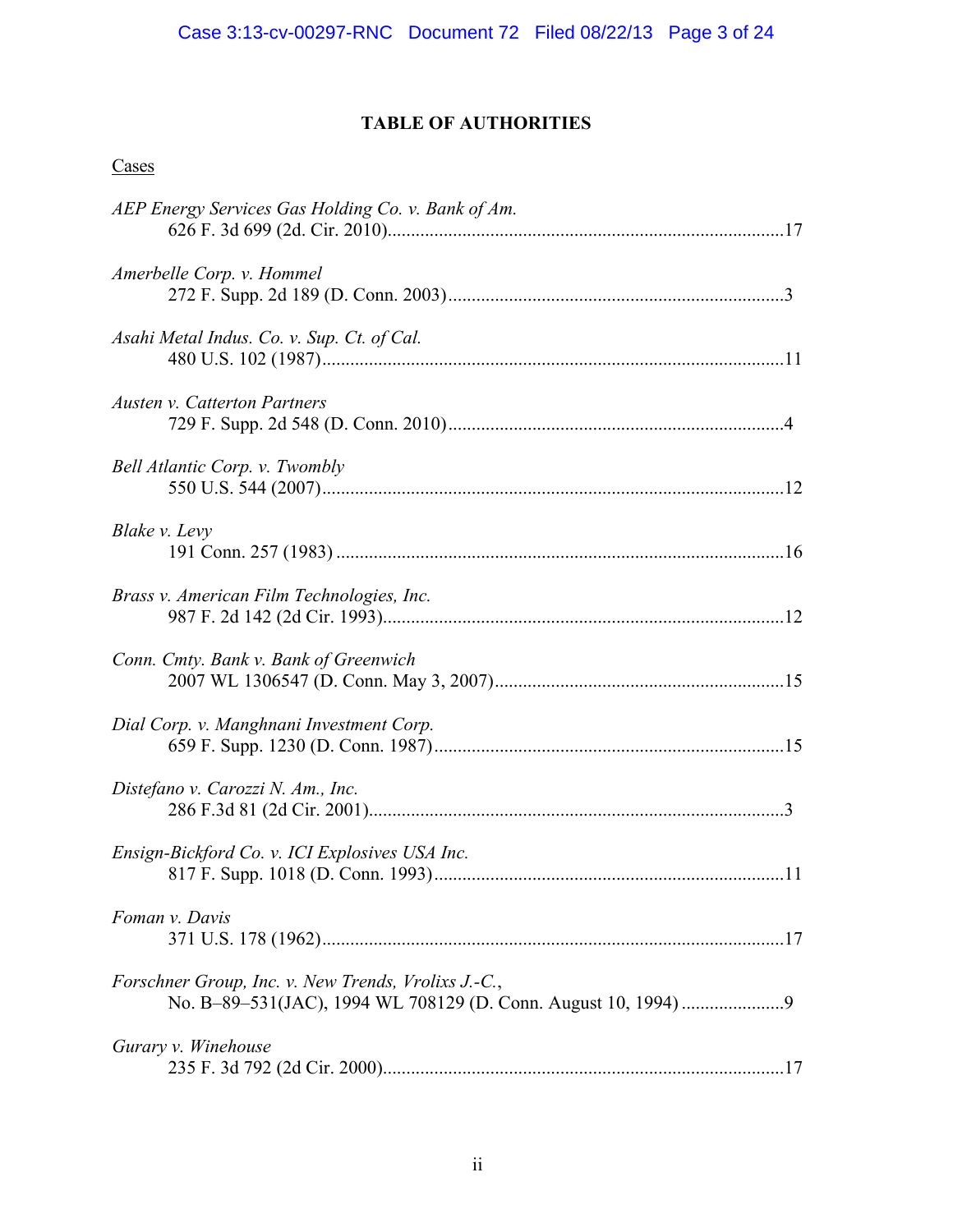## TABLE OF AUTHORITIES

Cases

*AEP Energy Services Gas Holding Co. v. Bank of Am.*
626 F. 3d 699 (2d. Cir. 2010)....................................................................................17

*Amerbelle Corp. v. Hommel*
272 F. Supp. 2d 189 (D. Conn. 2003)........................................................................3

*Asahi Metal Indus. Co. v. Sup. Ct. of Cal.*
480 U.S. 102 (1987)...................................................................................................11

*Austen v. Catterton Partners*
729 F. Supp. 2d 548 (D. Conn. 2010)........................................................................4

*Bell Atlantic Corp. v. Twombly*
550 U.S. 544 (2007)...................................................................................................12

*Blake v. Levy*
191 Conn. 257 (1983) ................................................................................................16

*Brass v. American Film Technologies, Inc.*
987 F. 2d 142 (2d Cir. 1993)......................................................................................12

*Conn. Cmty. Bank v. Bank of Greenwich*
2007 WL 1306547 (D. Conn. May 3, 2007)..............................................................15

*Dial Corp. v. Manghnani Investment Corp.*
659 F. Supp. 1230 (D. Conn. 1987)...........................................................................15

*Distefano v. Carozzi N. Am., Inc.*
286 F.3d 81 (2d Cir. 2001).........................................................................................3

*Ensign-Bickford Co. v. ICI Explosives USA Inc.*
817 F. Supp. 1018 (D. Conn. 1993)...........................................................................11

*Foman v. Davis*
371 U.S. 178 (1962)...................................................................................................17

*Forschner Group, Inc. v. New Trends, Vrolixs J.-C.*,
No. B–89–531(JAC), 1994 WL 708129 (D. Conn. August 10, 1994) ......................9

*Gurary v. Winehouse*
235 F. 3d 792 (2d Cir. 2000)......................................................................................17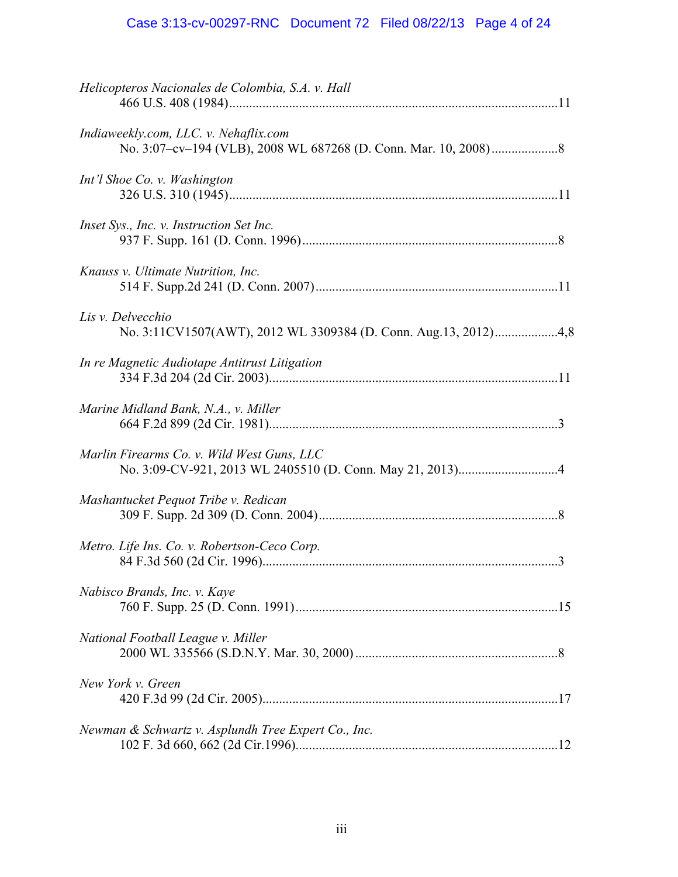*Helicopteros Nacionales de Colombia, S.A. v. Hall*
466 U.S. 408 (1984)....................................................................................................11

*Indiaweekly.com, LLC. v. Nehaflix.com*
No. 3:07–cv–194 (VLB), 2008 WL 687268 (D. Conn. Mar. 10, 2008)....................8

*Int'l Shoe Co. v. Washington*
326 U.S. 310 (1945)....................................................................................................11

*Inset Sys., Inc. v. Instruction Set Inc.*
937 F. Supp. 161 (D. Conn. 1996)............................................................................8

*Knauss v. Ultimate Nutrition, Inc.*
514 F. Supp.2d 241 (D. Conn. 2007)........................................................................11

*Lis v. Delvecchio*
No. 3:11CV1507(AWT), 2012 WL 3309384 (D. Conn. Aug.13, 2012)...................4,8

*In re Magnetic Audiotape Antitrust Litigation*
334 F.3d 204 (2d Cir. 2003)......................................................................................11

*Marine Midland Bank, N.A., v. Miller*
664 F.2d 899 (2d Cir. 1981)......................................................................................3

*Marlin Firearms Co. v. Wild West Guns, LLC*
No. 3:09-CV-921, 2013 WL 2405510 (D. Conn. May 21, 2013).............................4

*Mashantucket Pequot Tribe v. Redican*
309 F. Supp. 2d 309 (D. Conn. 2004).......................................................................8

*Metro. Life Ins. Co. v. Robertson-Ceco Corp.*
84 F.3d 560 (2d Cir. 1996).........................................................................................3

*Nabisco Brands, Inc. v. Kaye*
760 F. Supp. 25 (D. Conn. 1991)..............................................................................15

*National Football League v. Miller*
2000 WL 335566 (S.D.N.Y. Mar. 30, 2000)............................................................8

*New York v. Green*
420 F.3d 99 (2d Cir. 2005)........................................................................................17

*Newman & Schwartz v. Asplundh Tree Expert Co., Inc.*
102 F. 3d 660, 662 (2d Cir.1996)..............................................................................12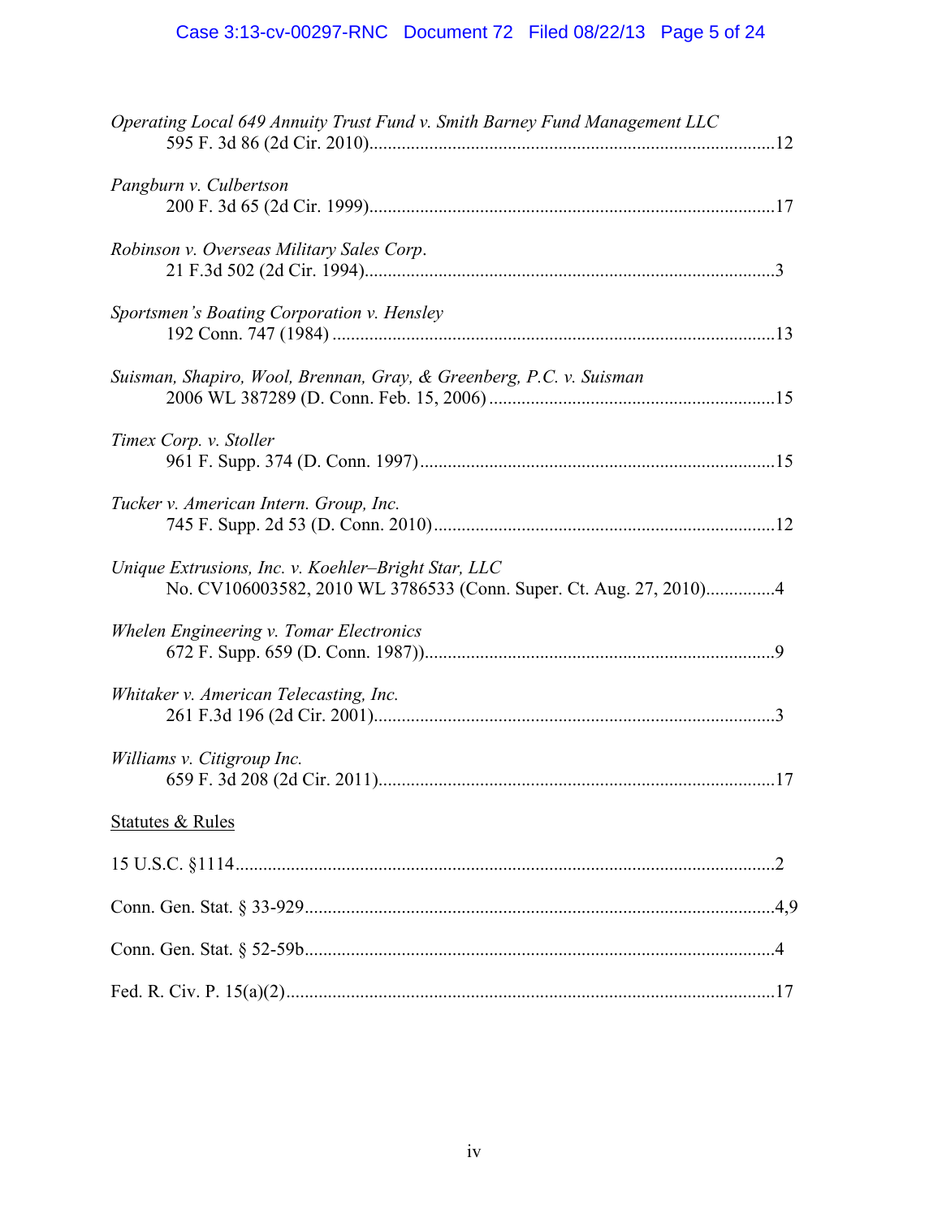*Operating Local 649 Annuity Trust Fund v. Smith Barney Fund Management LLC*
595 F. 3d 86 (2d Cir. 2010)........................................................................................12

*Pangburn v. Culbertson*
200 F. 3d 65 (2d Cir. 1999).......................................................................................17

*Robinson v. Overseas Military Sales Corp*.
21 F.3d 502 (2d Cir. 1994)........................................................................................3

*Sportsmen's Boating Corporation v. Hensley*
192 Conn. 747 (1984) ...............................................................................................13

*Suisman, Shapiro, Wool, Brennan, Gray, & Greenberg, P.C. v. Suisman*
2006 WL 387289 (D. Conn. Feb. 15, 2006) .............................................................15

*Timex Corp. v. Stoller*
961 F. Supp. 374 (D. Conn. 1997)............................................................................15

*Tucker v. American Intern. Group, Inc.*
745 F. Supp. 2d 53 (D. Conn. 2010).........................................................................12

*Unique Extrusions, Inc. v. Koehler–Bright Star, LLC*
No. CV106003582, 2010 WL 3786533 (Conn. Super. Ct. Aug. 27, 2010)...............4

*Whelen Engineering v. Tomar Electronics*
672 F. Supp. 659 (D. Conn. 1987))...........................................................................9

*Whitaker v. American Telecasting, Inc.*
261 F.3d 196 (2d Cir. 2001)......................................................................................3

*Williams v. Citigroup Inc.*
659 F. 3d 208 (2d Cir. 2011).....................................................................................17

Statutes & Rules

15 U.S.C. §1114..................................................................................................................2

Conn. Gen. Stat. § 33-929....................................................................................................4,9

Conn. Gen. Stat. § 52-59b....................................................................................................4

Fed. R. Civ. P. 15(a)(2)........................................................................................................17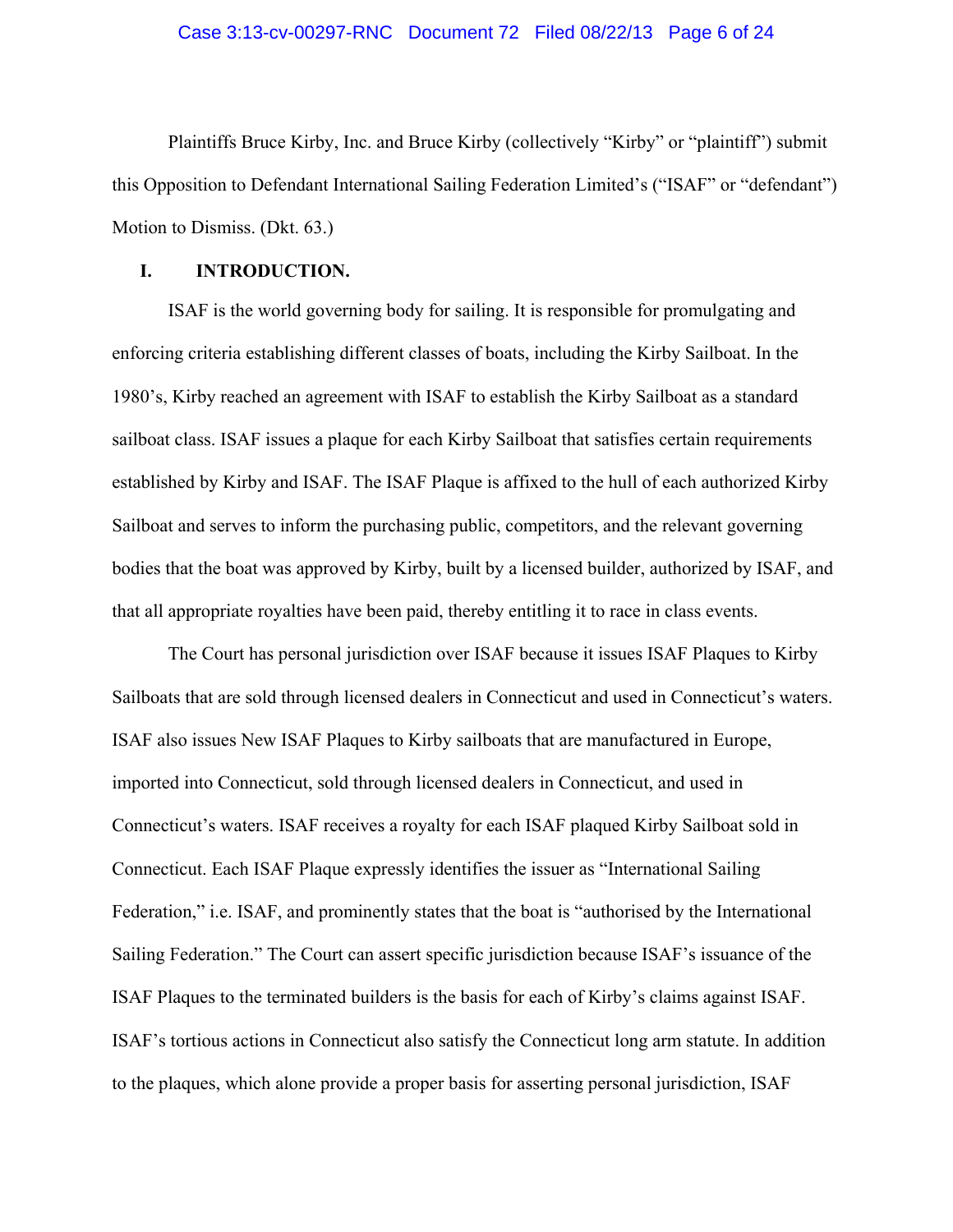Plaintiffs Bruce Kirby, Inc. and Bruce Kirby (collectively "Kirby" or "plaintiff") submit this Opposition to Defendant International Sailing Federation Limited's ("ISAF" or "defendant") Motion to Dismiss. (Dkt. 63.)

## I. INTRODUCTION.

ISAF is the world governing body for sailing. It is responsible for promulgating and enforcing criteria establishing different classes of boats, including the Kirby Sailboat. In the 1980's, Kirby reached an agreement with ISAF to establish the Kirby Sailboat as a standard sailboat class. ISAF issues a plaque for each Kirby Sailboat that satisfies certain requirements established by Kirby and ISAF. The ISAF Plaque is affixed to the hull of each authorized Kirby Sailboat and serves to inform the purchasing public, competitors, and the relevant governing bodies that the boat was approved by Kirby, built by a licensed builder, authorized by ISAF, and that all appropriate royalties have been paid, thereby entitling it to race in class events.

The Court has personal jurisdiction over ISAF because it issues ISAF Plaques to Kirby Sailboats that are sold through licensed dealers in Connecticut and used in Connecticut's waters. ISAF also issues New ISAF Plaques to Kirby sailboats that are manufactured in Europe, imported into Connecticut, sold through licensed dealers in Connecticut, and used in Connecticut's waters. ISAF receives a royalty for each ISAF plaqued Kirby Sailboat sold in Connecticut. Each ISAF Plaque expressly identifies the issuer as "International Sailing Federation," i.e. ISAF, and prominently states that the boat is "authorised by the International Sailing Federation." The Court can assert specific jurisdiction because ISAF's issuance of the ISAF Plaques to the terminated builders is the basis for each of Kirby's claims against ISAF. ISAF's tortious actions in Connecticut also satisfy the Connecticut long arm statute. In addition to the plaques, which alone provide a proper basis for asserting personal jurisdiction, ISAF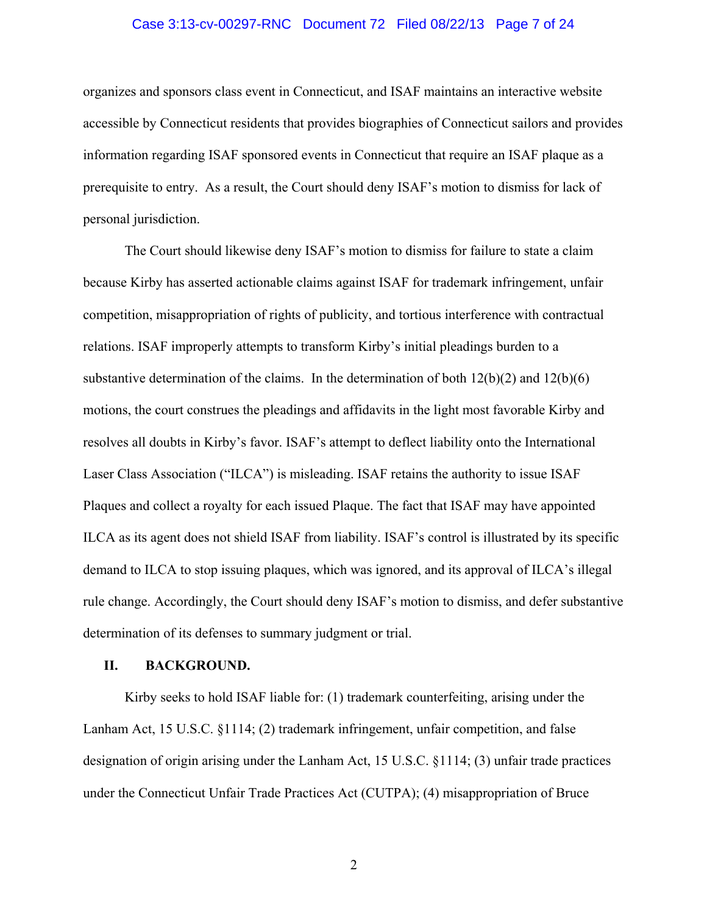organizes and sponsors class event in Connecticut, and ISAF maintains an interactive website accessible by Connecticut residents that provides biographies of Connecticut sailors and provides information regarding ISAF sponsored events in Connecticut that require an ISAF plaque as a prerequisite to entry. As a result, the Court should deny ISAF's motion to dismiss for lack of personal jurisdiction.

The Court should likewise deny ISAF's motion to dismiss for failure to state a claim because Kirby has asserted actionable claims against ISAF for trademark infringement, unfair competition, misappropriation of rights of publicity, and tortious interference with contractual relations. ISAF improperly attempts to transform Kirby's initial pleadings burden to a substantive determination of the claims. In the determination of both 12(b)(2) and 12(b)(6) motions, the court construes the pleadings and affidavits in the light most favorable Kirby and resolves all doubts in Kirby's favor. ISAF's attempt to deflect liability onto the International Laser Class Association ("ILCA") is misleading. ISAF retains the authority to issue ISAF Plaques and collect a royalty for each issued Plaque. The fact that ISAF may have appointed ILCA as its agent does not shield ISAF from liability. ISAF's control is illustrated by its specific demand to ILCA to stop issuing plaques, which was ignored, and its approval of ILCA's illegal rule change. Accordingly, the Court should deny ISAF's motion to dismiss, and defer substantive determination of its defenses to summary judgment or trial.

## II. BACKGROUND.

Kirby seeks to hold ISAF liable for: (1) trademark counterfeiting, arising under the Lanham Act, 15 U.S.C. §1114; (2) trademark infringement, unfair competition, and false designation of origin arising under the Lanham Act, 15 U.S.C. §1114; (3) unfair trade practices under the Connecticut Unfair Trade Practices Act (CUTPA); (4) misappropriation of Bruce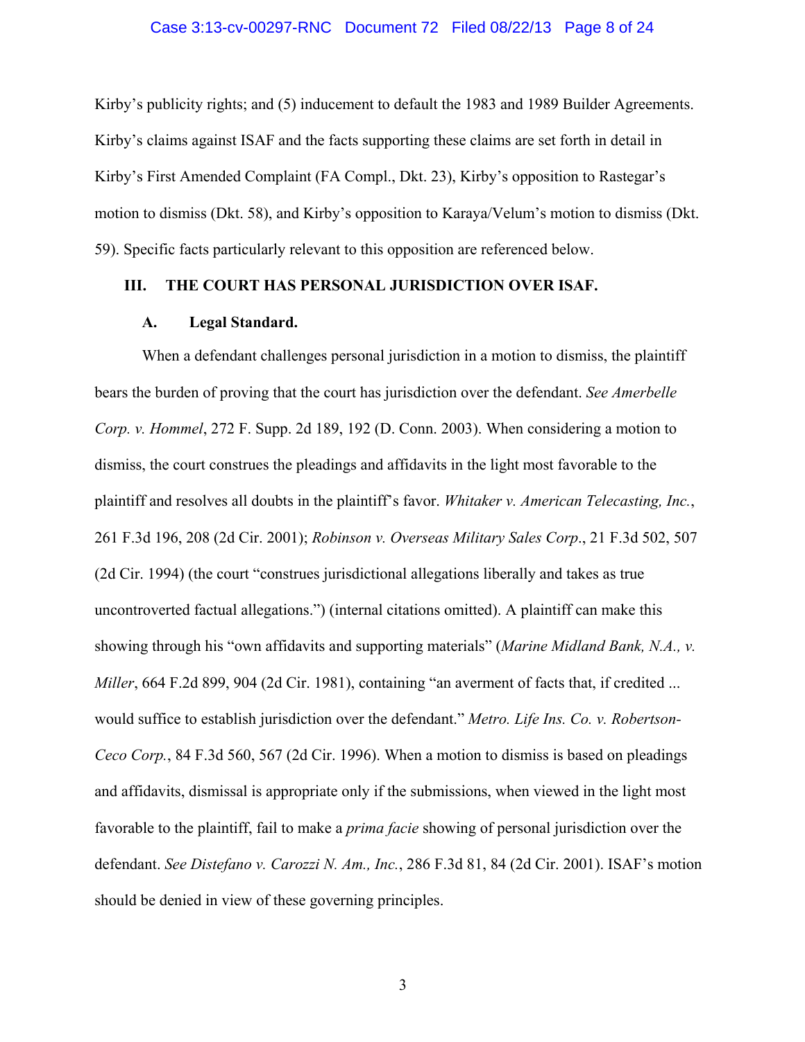Kirby's publicity rights; and (5) inducement to default the 1983 and 1989 Builder Agreements. Kirby's claims against ISAF and the facts supporting these claims are set forth in detail in Kirby's First Amended Complaint (FA Compl., Dkt. 23), Kirby's opposition to Rastegar's motion to dismiss (Dkt. 58), and Kirby's opposition to Karaya/Velum's motion to dismiss (Dkt. 59). Specific facts particularly relevant to this opposition are referenced below.

## III. THE COURT HAS PERSONAL JURISDICTION OVER ISAF.

### A. Legal Standard.

When a defendant challenges personal jurisdiction in a motion to dismiss, the plaintiff bears the burden of proving that the court has jurisdiction over the defendant. *See Amerbelle Corp. v. Hommel*, 272 F. Supp. 2d 189, 192 (D. Conn. 2003). When considering a motion to dismiss, the court construes the pleadings and affidavits in the light most favorable to the plaintiff and resolves all doubts in the plaintiff's favor. *Whitaker v. American Telecasting, Inc.*, 261 F.3d 196, 208 (2d Cir. 2001); *Robinson v. Overseas Military Sales Corp*., 21 F.3d 502, 507 (2d Cir. 1994) (the court "construes jurisdictional allegations liberally and takes as true uncontroverted factual allegations.") (internal citations omitted). A plaintiff can make this showing through his "own affidavits and supporting materials" (*Marine Midland Bank, N.A., v. Miller*, 664 F.2d 899, 904 (2d Cir. 1981), containing "an averment of facts that, if credited ... would suffice to establish jurisdiction over the defendant." *Metro. Life Ins. Co. v. Robertson-Ceco Corp.*, 84 F.3d 560, 567 (2d Cir. 1996). When a motion to dismiss is based on pleadings and affidavits, dismissal is appropriate only if the submissions, when viewed in the light most favorable to the plaintiff, fail to make a *prima facie* showing of personal jurisdiction over the defendant. *See Distefano v. Carozzi N. Am., Inc.*, 286 F.3d 81, 84 (2d Cir. 2001). ISAF's motion should be denied in view of these governing principles.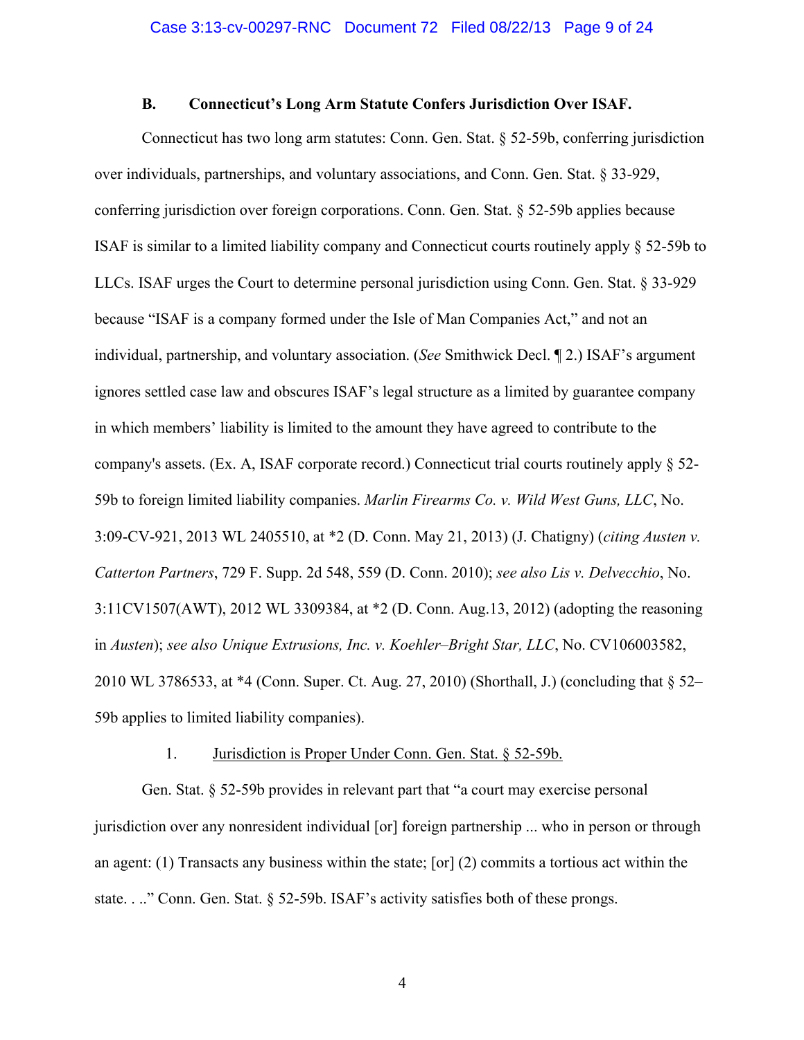### B. Connecticut's Long Arm Statute Confers Jurisdiction Over ISAF.

Connecticut has two long arm statutes: Conn. Gen. Stat. § 52-59b, conferring jurisdiction over individuals, partnerships, and voluntary associations, and Conn. Gen. Stat. § 33-929, conferring jurisdiction over foreign corporations. Conn. Gen. Stat. § 52-59b applies because ISAF is similar to a limited liability company and Connecticut courts routinely apply § 52-59b to LLCs. ISAF urges the Court to determine personal jurisdiction using Conn. Gen. Stat. § 33-929 because "ISAF is a company formed under the Isle of Man Companies Act," and not an individual, partnership, and voluntary association. (*See* Smithwick Decl. ¶ 2.) ISAF's argument ignores settled case law and obscures ISAF's legal structure as a limited by guarantee company in which members' liability is limited to the amount they have agreed to contribute to the company's assets. (Ex. A, ISAF corporate record.) Connecticut trial courts routinely apply § 52-59b to foreign limited liability companies. *Marlin Firearms Co. v. Wild West Guns, LLC*, No. 3:09-CV-921, 2013 WL 2405510, at *2 (D. Conn. May 21, 2013) (J. Chatigny) (*citing Austen v. Catterton Partners*, 729 F. Supp. 2d 548, 559 (D. Conn. 2010); *see also Lis v. Delvecchio*, No. 3:11CV1507(AWT), 2012 WL 3309384, at *2 (D. Conn. Aug.13, 2012) (adopting the reasoning in *Austen*); *see also Unique Extrusions, Inc. v. Koehler–Bright Star, LLC*, No. CV106003582, 2010 WL 3786533, at *4 (Conn. Super. Ct. Aug. 27, 2010) (Shorthall, J.) (concluding that § 52–59b applies to limited liability companies).

1. <u>Jurisdiction is Proper Under Conn. Gen. Stat. § 52-59b.</u>

Gen. Stat. § 52-59b provides in relevant part that "a court may exercise personal jurisdiction over any nonresident individual [or] foreign partnership ... who in person or through an agent: (1) Transacts any business within the state; [or] (2) commits a tortious act within the state. . .." Conn. Gen. Stat. § 52-59b. ISAF's activity satisfies both of these prongs.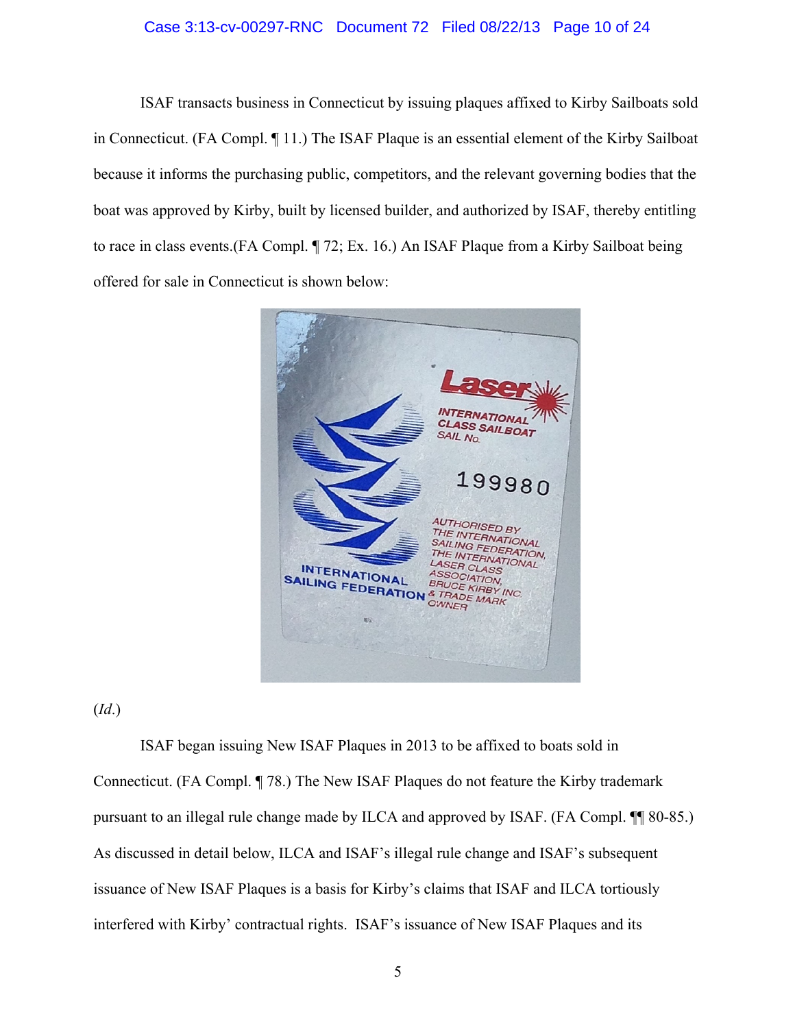ISAF transacts business in Connecticut by issuing plaques affixed to Kirby Sailboats sold in Connecticut. (FA Compl. ¶ 11.) The ISAF Plaque is an essential element of the Kirby Sailboat because it informs the purchasing public, competitors, and the relevant governing bodies that the boat was approved by Kirby, built by licensed builder, and authorized by ISAF, thereby entitling to race in class events.(FA Compl. ¶ 72; Ex. 16.) An ISAF Plaque from a Kirby Sailboat being offered for sale in Connecticut is shown below:

(*Id.*)

ISAF began issuing New ISAF Plaques in 2013 to be affixed to boats sold in Connecticut. (FA Compl. ¶ 78.) The New ISAF Plaques do not feature the Kirby trademark pursuant to an illegal rule change made by ILCA and approved by ISAF. (FA Compl. ¶¶ 80-85.) As discussed in detail below, ILCA and ISAF's illegal rule change and ISAF's subsequent issuance of New ISAF Plaques is a basis for Kirby's claims that ISAF and ILCA tortiously interfered with Kirby' contractual rights. ISAF's issuance of New ISAF Plaques and its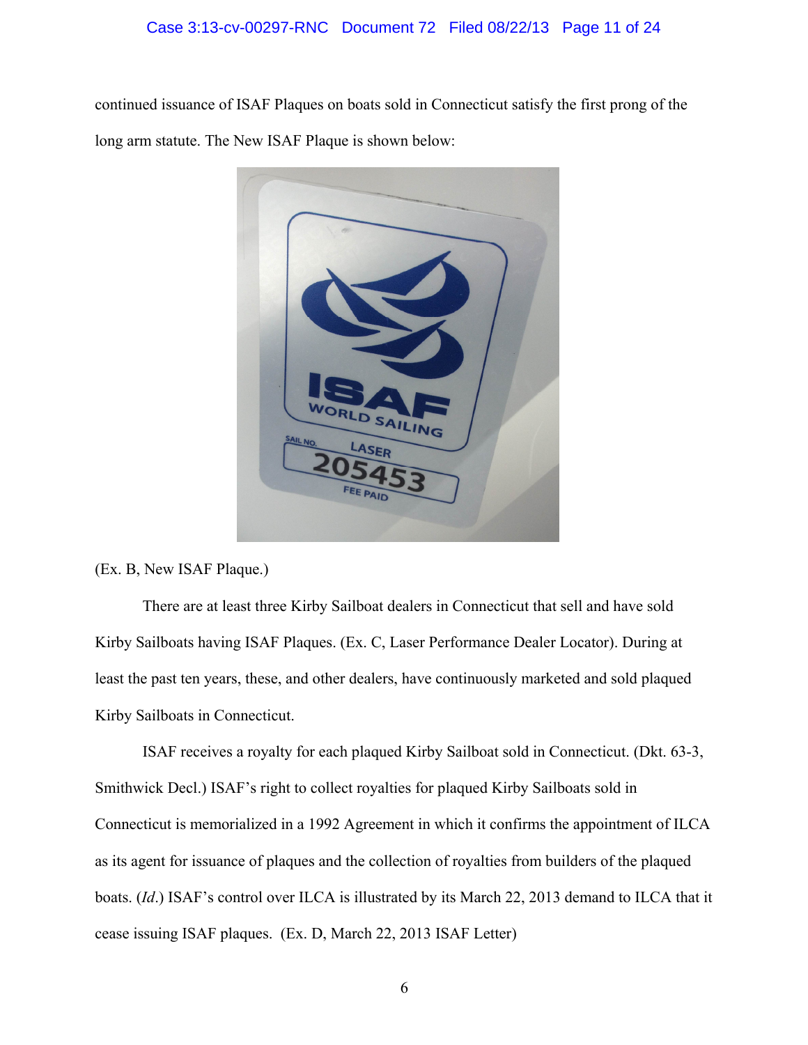continued issuance of ISAF Plaques on boats sold in Connecticut satisfy the first prong of the long arm statute. The New ISAF Plaque is shown below:

(Ex. B, New ISAF Plaque.)

There are at least three Kirby Sailboat dealers in Connecticut that sell and have sold Kirby Sailboats having ISAF Plaques. (Ex. C, Laser Performance Dealer Locator). During at least the past ten years, these, and other dealers, have continuously marketed and sold plaqued Kirby Sailboats in Connecticut.

ISAF receives a royalty for each plaqued Kirby Sailboat sold in Connecticut. (Dkt. 63-3, Smithwick Decl.) ISAF's right to collect royalties for plaqued Kirby Sailboats sold in Connecticut is memorialized in a 1992 Agreement in which it confirms the appointment of ILCA as its agent for issuance of plaques and the collection of royalties from builders of the plaqued boats. (*Id.*) ISAF's control over ILCA is illustrated by its March 22, 2013 demand to ILCA that it cease issuing ISAF plaques. (Ex. D, March 22, 2013 ISAF Letter)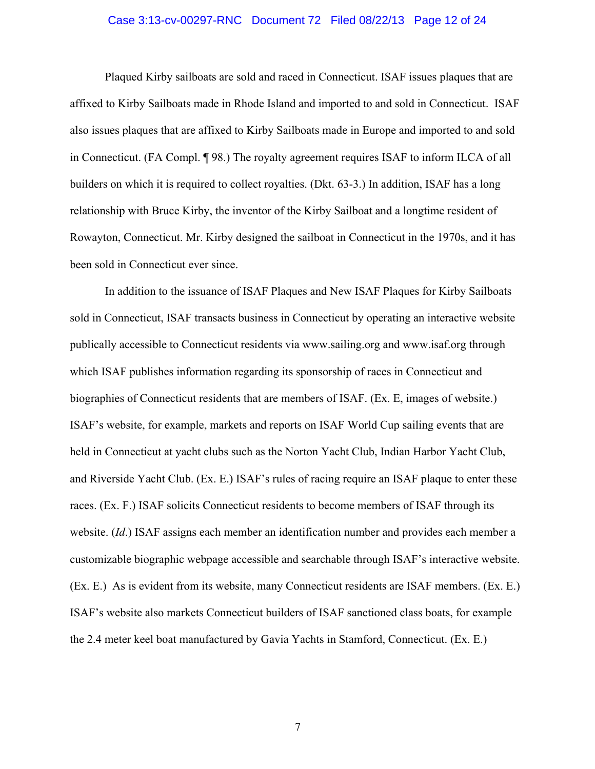Plaqued Kirby sailboats are sold and raced in Connecticut. ISAF issues plaques that are affixed to Kirby Sailboats made in Rhode Island and imported to and sold in Connecticut. ISAF also issues plaques that are affixed to Kirby Sailboats made in Europe and imported to and sold in Connecticut. (FA Compl. ¶ 98.) The royalty agreement requires ISAF to inform ILCA of all builders on which it is required to collect royalties. (Dkt. 63-3.) In addition, ISAF has a long relationship with Bruce Kirby, the inventor of the Kirby Sailboat and a longtime resident of Rowayton, Connecticut. Mr. Kirby designed the sailboat in Connecticut in the 1970s, and it has been sold in Connecticut ever since.

In addition to the issuance of ISAF Plaques and New ISAF Plaques for Kirby Sailboats sold in Connecticut, ISAF transacts business in Connecticut by operating an interactive website publically accessible to Connecticut residents via www.sailing.org and www.isaf.org through which ISAF publishes information regarding its sponsorship of races in Connecticut and biographies of Connecticut residents that are members of ISAF. (Ex. E, images of website.) ISAF's website, for example, markets and reports on ISAF World Cup sailing events that are held in Connecticut at yacht clubs such as the Norton Yacht Club, Indian Harbor Yacht Club, and Riverside Yacht Club. (Ex. E.) ISAF's rules of racing require an ISAF plaque to enter these races. (Ex. F.) ISAF solicits Connecticut residents to become members of ISAF through its website. (*Id*.) ISAF assigns each member an identification number and provides each member a customizable biographic webpage accessible and searchable through ISAF's interactive website. (Ex. E.) As is evident from its website, many Connecticut residents are ISAF members. (Ex. E.) ISAF's website also markets Connecticut builders of ISAF sanctioned class boats, for example the 2.4 meter keel boat manufactured by Gavia Yachts in Stamford, Connecticut. (Ex. E.)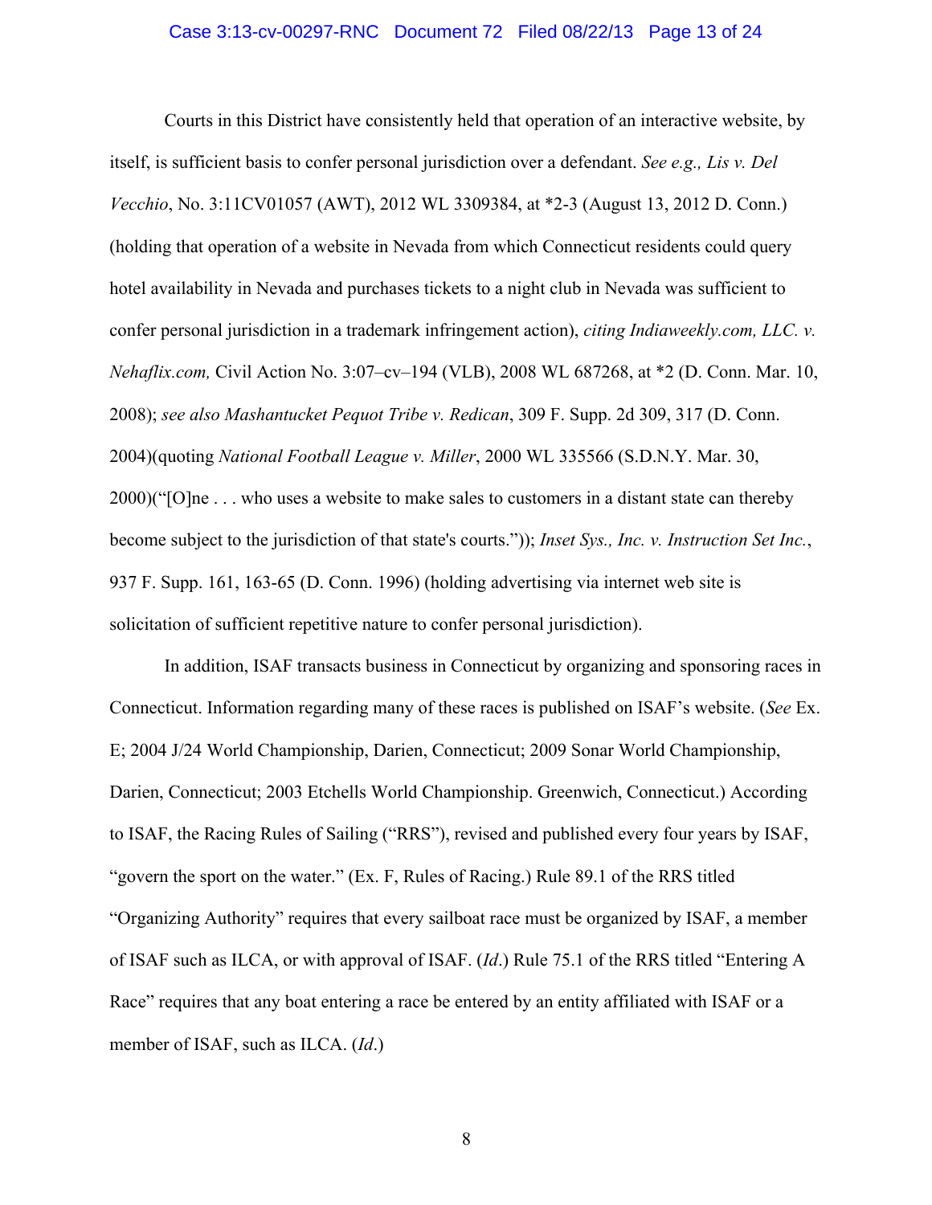Courts in this District have consistently held that operation of an interactive website, by itself, is sufficient basis to confer personal jurisdiction over a defendant. *See e.g., Lis v. Del Vecchio*, No. 3:11CV01057 (AWT), 2012 WL 3309384, at *2-3 (August 13, 2012 D. Conn.) (holding that operation of a website in Nevada from which Connecticut residents could query hotel availability in Nevada and purchases tickets to a night club in Nevada was sufficient to confer personal jurisdiction in a trademark infringement action), *citing Indiaweekly.com, LLC. v. Nehaflix.com,* Civil Action No. 3:07–cv–194 (VLB), 2008 WL 687268, at *2 (D. Conn. Mar. 10, 2008); *see also Mashantucket Pequot Tribe v. Redican*, 309 F. Supp. 2d 309, 317 (D. Conn. 2004)(quoting *National Football League v. Miller*, 2000 WL 335566 (S.D.N.Y. Mar. 30, 2000)("[O]ne . . . who uses a website to make sales to customers in a distant state can thereby become subject to the jurisdiction of that state's courts.")); *Inset Sys., Inc. v. Instruction Set Inc.*, 937 F. Supp. 161, 163-65 (D. Conn. 1996) (holding advertising via internet web site is solicitation of sufficient repetitive nature to confer personal jurisdiction).

In addition, ISAF transacts business in Connecticut by organizing and sponsoring races in Connecticut. Information regarding many of these races is published on ISAF's website. (*See* Ex. E; 2004 J/24 World Championship, Darien, Connecticut; 2009 Sonar World Championship, Darien, Connecticut; 2003 Etchells World Championship. Greenwich, Connecticut.) According to ISAF, the Racing Rules of Sailing ("RRS"), revised and published every four years by ISAF, "govern the sport on the water." (Ex. F, Rules of Racing.) Rule 89.1 of the RRS titled "Organizing Authority" requires that every sailboat race must be organized by ISAF, a member of ISAF such as ILCA, or with approval of ISAF. (*Id*.) Rule 75.1 of the RRS titled "Entering A Race" requires that any boat entering a race be entered by an entity affiliated with ISAF or a member of ISAF, such as ILCA. (*Id*.)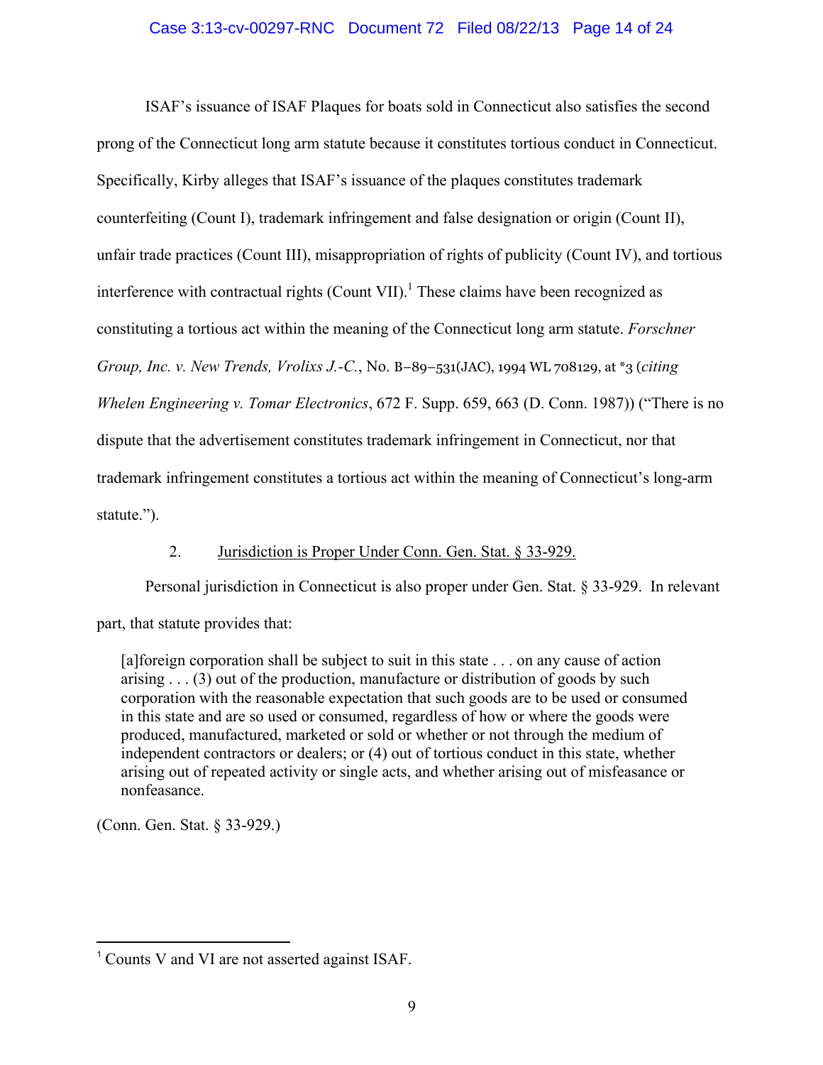ISAF's issuance of ISAF Plaques for boats sold in Connecticut also satisfies the second prong of the Connecticut long arm statute because it constitutes tortious conduct in Connecticut. Specifically, Kirby alleges that ISAF's issuance of the plaques constitutes trademark counterfeiting (Count I), trademark infringement and false designation or origin (Count II), unfair trade practices (Count III), misappropriation of rights of publicity (Count IV), and tortious interference with contractual rights (Count VII).[1] These claims have been recognized as constituting a tortious act within the meaning of the Connecticut long arm statute. *Forschner Group, Inc. v. New Trends, Vrolixs J.-C.*, No. B–89–531(JAC), 1994 WL 708129, at *3 (*citing Whelen Engineering v. Tomar Electronics*, 672 F. Supp. 659, 663 (D. Conn. 1987)) ("There is no dispute that the advertisement constitutes trademark infringement in Connecticut, nor that trademark infringement constitutes a tortious act within the meaning of Connecticut's long-arm statute.").

2. Jurisdiction is Proper Under Conn. Gen. Stat. § 33-929.

Personal jurisdiction in Connecticut is also proper under Gen. Stat. § 33-929. In relevant part, that statute provides that:

> [a]foreign corporation shall be subject to suit in this state . . . on any cause of action arising . . . (3) out of the production, manufacture or distribution of goods by such corporation with the reasonable expectation that such goods are to be used or consumed in this state and are so used or consumed, regardless of how or where the goods were produced, manufactured, marketed or sold or whether or not through the medium of independent contractors or dealers; or (4) out of tortious conduct in this state, whether arising out of repeated activity or single acts, and whether arising out of misfeasance or nonfeasance.

(Conn. Gen. Stat. § 33-929.)

---

[1] Counts V and VI are not asserted against ISAF.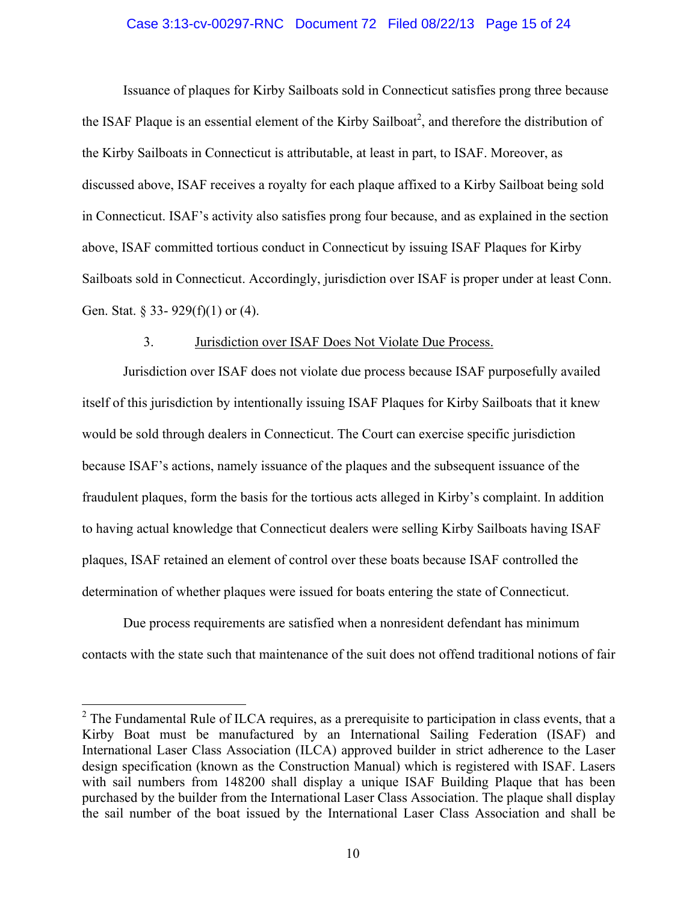Issuance of plaques for Kirby Sailboats sold in Connecticut satisfies prong three because the ISAF Plaque is an essential element of the Kirby Sailboat[2], and therefore the distribution of the Kirby Sailboats in Connecticut is attributable, at least in part, to ISAF. Moreover, as discussed above, ISAF receives a royalty for each plaque affixed to a Kirby Sailboat being sold in Connecticut. ISAF's activity also satisfies prong four because, and as explained in the section above, ISAF committed tortious conduct in Connecticut by issuing ISAF Plaques for Kirby Sailboats sold in Connecticut. Accordingly, jurisdiction over ISAF is proper under at least Conn. Gen. Stat. § 33- 929(f)(1) or (4).

3. Jurisdiction over ISAF Does Not Violate Due Process.

Jurisdiction over ISAF does not violate due process because ISAF purposefully availed itself of this jurisdiction by intentionally issuing ISAF Plaques for Kirby Sailboats that it knew would be sold through dealers in Connecticut. The Court can exercise specific jurisdiction because ISAF's actions, namely issuance of the plaques and the subsequent issuance of the fraudulent plaques, form the basis for the tortious acts alleged in Kirby's complaint. In addition to having actual knowledge that Connecticut dealers were selling Kirby Sailboats having ISAF plaques, ISAF retained an element of control over these boats because ISAF controlled the determination of whether plaques were issued for boats entering the state of Connecticut.

Due process requirements are satisfied when a nonresident defendant has minimum contacts with the state such that maintenance of the suit does not offend traditional notions of fair

[2] The Fundamental Rule of ILCA requires, as a prerequisite to participation in class events, that a Kirby Boat must be manufactured by an International Sailing Federation (ISAF) and International Laser Class Association (ILCA) approved builder in strict adherence to the Laser design specification (known as the Construction Manual) which is registered with ISAF. Lasers with sail numbers from 148200 shall display a unique ISAF Building Plaque that has been purchased by the builder from the International Laser Class Association. The plaque shall display the sail number of the boat issued by the International Laser Class Association and shall be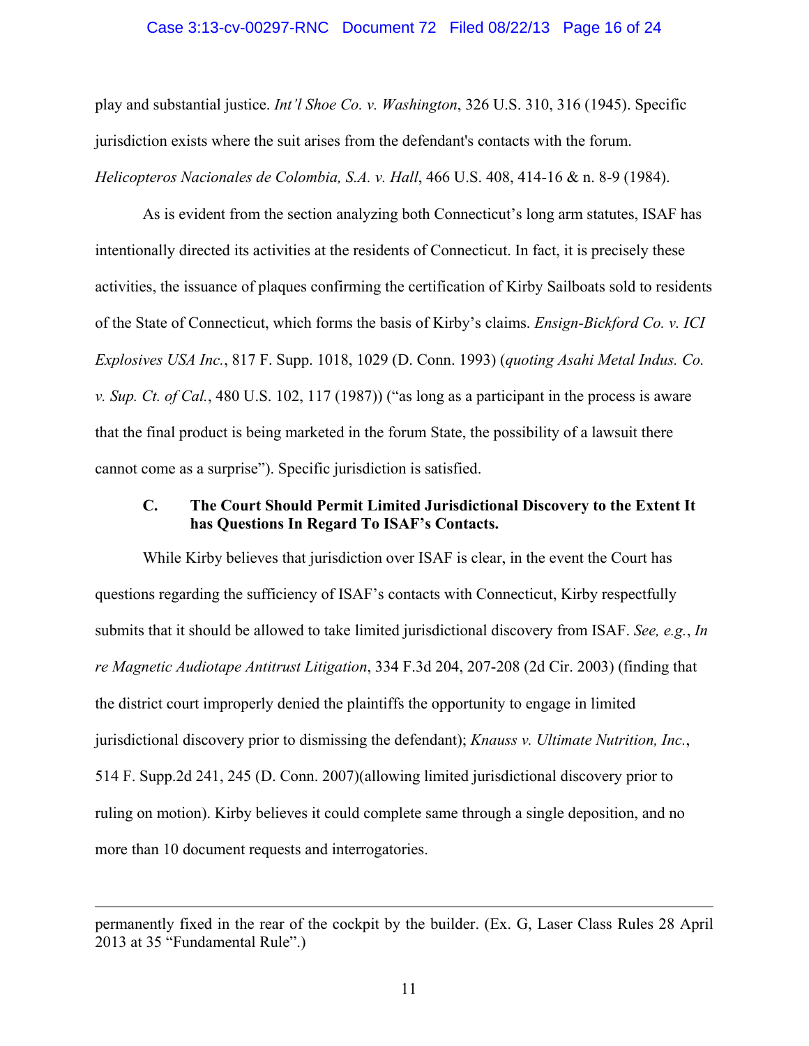play and substantial justice. *Int'l Shoe Co. v. Washington*, 326 U.S. 310, 316 (1945). Specific jurisdiction exists where the suit arises from the defendant's contacts with the forum. *Helicopteros Nacionales de Colombia, S.A. v. Hall*, 466 U.S. 408, 414-16 & n. 8-9 (1984).

As is evident from the section analyzing both Connecticut's long arm statutes, ISAF has intentionally directed its activities at the residents of Connecticut. In fact, it is precisely these activities, the issuance of plaques confirming the certification of Kirby Sailboats sold to residents of the State of Connecticut, which forms the basis of Kirby's claims. *Ensign-Bickford Co. v. ICI Explosives USA Inc.*, 817 F. Supp. 1018, 1029 (D. Conn. 1993) (*quoting Asahi Metal Indus. Co. v. Sup. Ct. of Cal.*, 480 U.S. 102, 117 (1987)) ("as long as a participant in the process is aware that the final product is being marketed in the forum State, the possibility of a lawsuit there cannot come as a surprise"). Specific jurisdiction is satisfied.

### C. The Court Should Permit Limited Jurisdictional Discovery to the Extent It has Questions In Regard To ISAF's Contacts.

While Kirby believes that jurisdiction over ISAF is clear, in the event the Court has questions regarding the sufficiency of ISAF's contacts with Connecticut, Kirby respectfully submits that it should be allowed to take limited jurisdictional discovery from ISAF. *See, e.g.*, *In re Magnetic Audiotape Antitrust Litigation*, 334 F.3d 204, 207-208 (2d Cir. 2003) (finding that the district court improperly denied the plaintiffs the opportunity to engage in limited jurisdictional discovery prior to dismissing the defendant); *Knauss v. Ultimate Nutrition, Inc.*, 514 F. Supp.2d 241, 245 (D. Conn. 2007)(allowing limited jurisdictional discovery prior to ruling on motion). Kirby believes it could complete same through a single deposition, and no more than 10 document requests and interrogatories.

---

permanently fixed in the rear of the cockpit by the builder. (Ex. G, Laser Class Rules 28 April 2013 at 35 "Fundamental Rule".)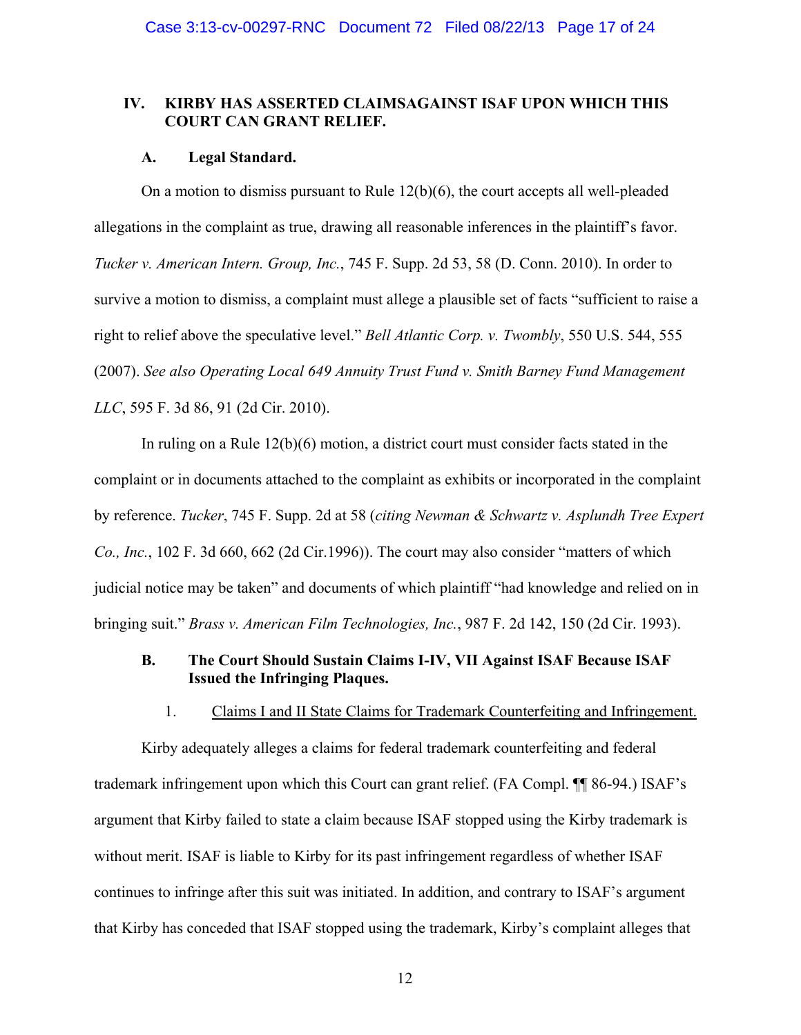## IV. KIRBY HAS ASSERTED CLAIMSAGAINST ISAF UPON WHICH THIS COURT CAN GRANT RELIEF.

### A. Legal Standard.

On a motion to dismiss pursuant to Rule 12(b)(6), the court accepts all well-pleaded allegations in the complaint as true, drawing all reasonable inferences in the plaintiff's favor. *Tucker v. American Intern. Group, Inc.*, 745 F. Supp. 2d 53, 58 (D. Conn. 2010). In order to survive a motion to dismiss, a complaint must allege a plausible set of facts "sufficient to raise a right to relief above the speculative level." *Bell Atlantic Corp. v. Twombly*, 550 U.S. 544, 555 (2007). *See also Operating Local 649 Annuity Trust Fund v. Smith Barney Fund Management LLC*, 595 F. 3d 86, 91 (2d Cir. 2010).

In ruling on a Rule 12(b)(6) motion, a district court must consider facts stated in the complaint or in documents attached to the complaint as exhibits or incorporated in the complaint by reference. *Tucker*, 745 F. Supp. 2d at 58 (*citing Newman & Schwartz v. Asplundh Tree Expert Co., Inc.*, 102 F. 3d 660, 662 (2d Cir.1996)). The court may also consider "matters of which judicial notice may be taken" and documents of which plaintiff "had knowledge and relied on in bringing suit." *Brass v. American Film Technologies, Inc.*, 987 F. 2d 142, 150 (2d Cir. 1993).

### B. The Court Should Sustain Claims I-IV, VII Against ISAF Because ISAF Issued the Infringing Plaques.

1. Claims I and II State Claims for Trademark Counterfeiting and Infringement.

Kirby adequately alleges a claims for federal trademark counterfeiting and federal trademark infringement upon which this Court can grant relief. (FA Compl. ¶¶ 86-94.) ISAF's argument that Kirby failed to state a claim because ISAF stopped using the Kirby trademark is without merit. ISAF is liable to Kirby for its past infringement regardless of whether ISAF continues to infringe after this suit was initiated. In addition, and contrary to ISAF's argument that Kirby has conceded that ISAF stopped using the trademark, Kirby's complaint alleges that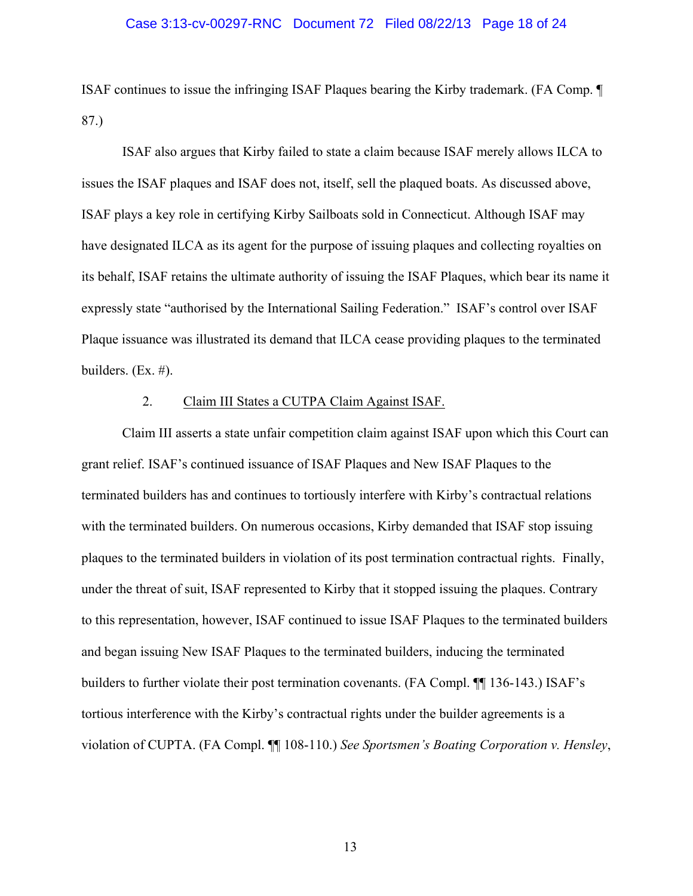ISAF continues to issue the infringing ISAF Plaques bearing the Kirby trademark. (FA Comp. ¶ 87.)

ISAF also argues that Kirby failed to state a claim because ISAF merely allows ILCA to issues the ISAF plaques and ISAF does not, itself, sell the plaqued boats. As discussed above, ISAF plays a key role in certifying Kirby Sailboats sold in Connecticut. Although ISAF may have designated ILCA as its agent for the purpose of issuing plaques and collecting royalties on its behalf, ISAF retains the ultimate authority of issuing the ISAF Plaques, which bear its name it expressly state "authorised by the International Sailing Federation." ISAF's control over ISAF Plaque issuance was illustrated its demand that ILCA cease providing plaques to the terminated builders. (Ex. #).

2. <u>Claim III States a CUTPA Claim Against ISAF.</u>

Claim III asserts a state unfair competition claim against ISAF upon which this Court can grant relief. ISAF's continued issuance of ISAF Plaques and New ISAF Plaques to the terminated builders has and continues to tortiously interfere with Kirby's contractual relations with the terminated builders. On numerous occasions, Kirby demanded that ISAF stop issuing plaques to the terminated builders in violation of its post termination contractual rights. Finally, under the threat of suit, ISAF represented to Kirby that it stopped issuing the plaques. Contrary to this representation, however, ISAF continued to issue ISAF Plaques to the terminated builders and began issuing New ISAF Plaques to the terminated builders, inducing the terminated builders to further violate their post termination covenants. (FA Compl. ¶¶ 136-143.) ISAF's tortious interference with the Kirby's contractual rights under the builder agreements is a violation of CUPTA. (FA Compl. ¶¶ 108-110.) *See Sportsmen's Boating Corporation v. Hensley*,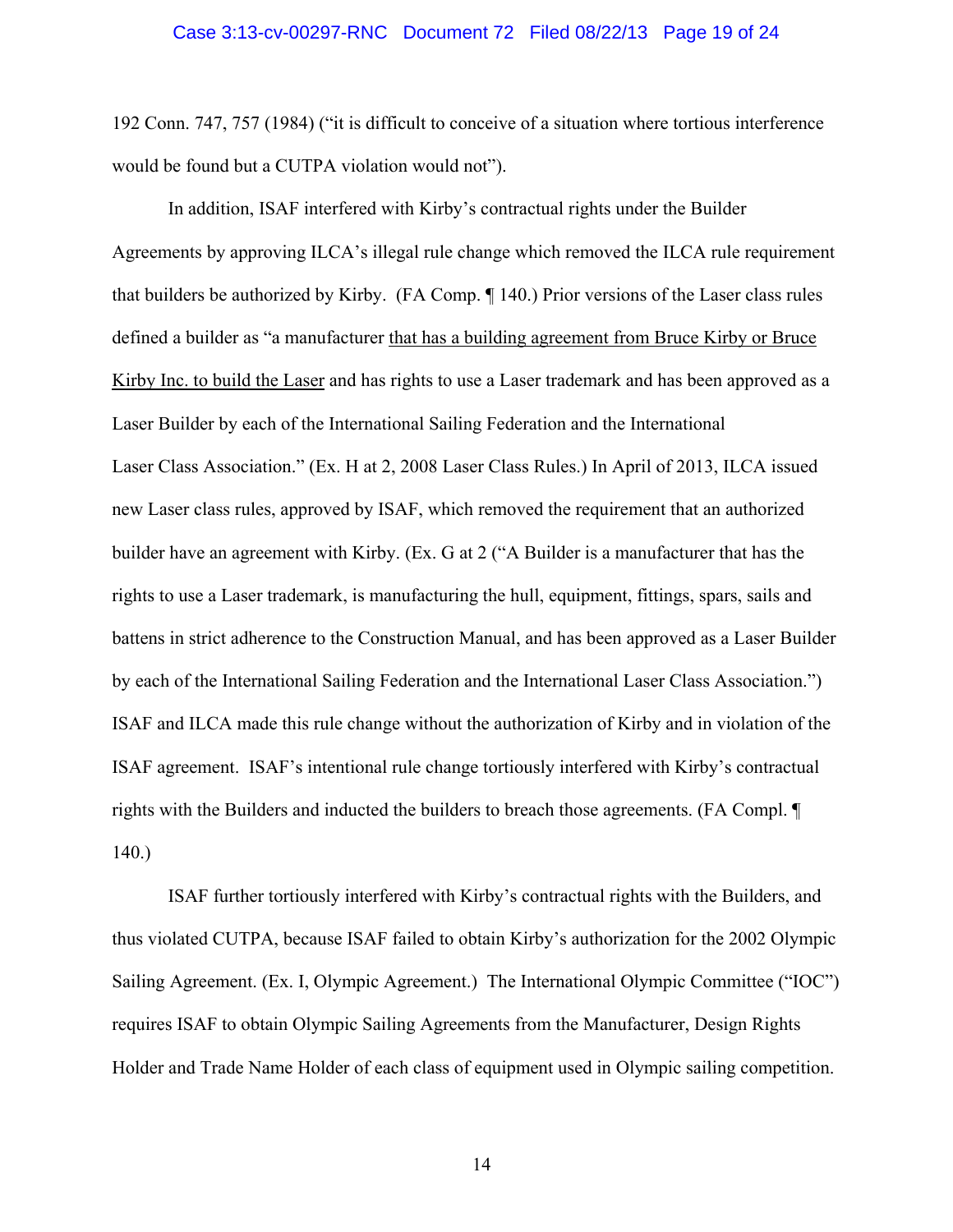192 Conn. 747, 757 (1984) ("it is difficult to conceive of a situation where tortious interference would be found but a CUTPA violation would not").

In addition, ISAF interfered with Kirby's contractual rights under the Builder Agreements by approving ILCA's illegal rule change which removed the ILCA rule requirement that builders be authorized by Kirby. (FA Comp. ¶ 140.) Prior versions of the Laser class rules defined a builder as "a manufacturer <u>that has a building agreement from Bruce Kirby or Bruce Kirby Inc. to build the Laser</u> and has rights to use a Laser trademark and has been approved as a Laser Builder by each of the International Sailing Federation and the International Laser Class Association." (Ex. H at 2, 2008 Laser Class Rules.) In April of 2013, ILCA issued new Laser class rules, approved by ISAF, which removed the requirement that an authorized builder have an agreement with Kirby. (Ex. G at 2 ("A Builder is a manufacturer that has the rights to use a Laser trademark, is manufacturing the hull, equipment, fittings, spars, sails and battens in strict adherence to the Construction Manual, and has been approved as a Laser Builder by each of the International Sailing Federation and the International Laser Class Association.") ISAF and ILCA made this rule change without the authorization of Kirby and in violation of the ISAF agreement. ISAF's intentional rule change tortiously interfered with Kirby's contractual rights with the Builders and inducted the builders to breach those agreements. (FA Compl. ¶ 140.)

ISAF further tortiously interfered with Kirby's contractual rights with the Builders, and thus violated CUTPA, because ISAF failed to obtain Kirby's authorization for the 2002 Olympic Sailing Agreement. (Ex. I, Olympic Agreement.) The International Olympic Committee ("IOC") requires ISAF to obtain Olympic Sailing Agreements from the Manufacturer, Design Rights Holder and Trade Name Holder of each class of equipment used in Olympic sailing competition.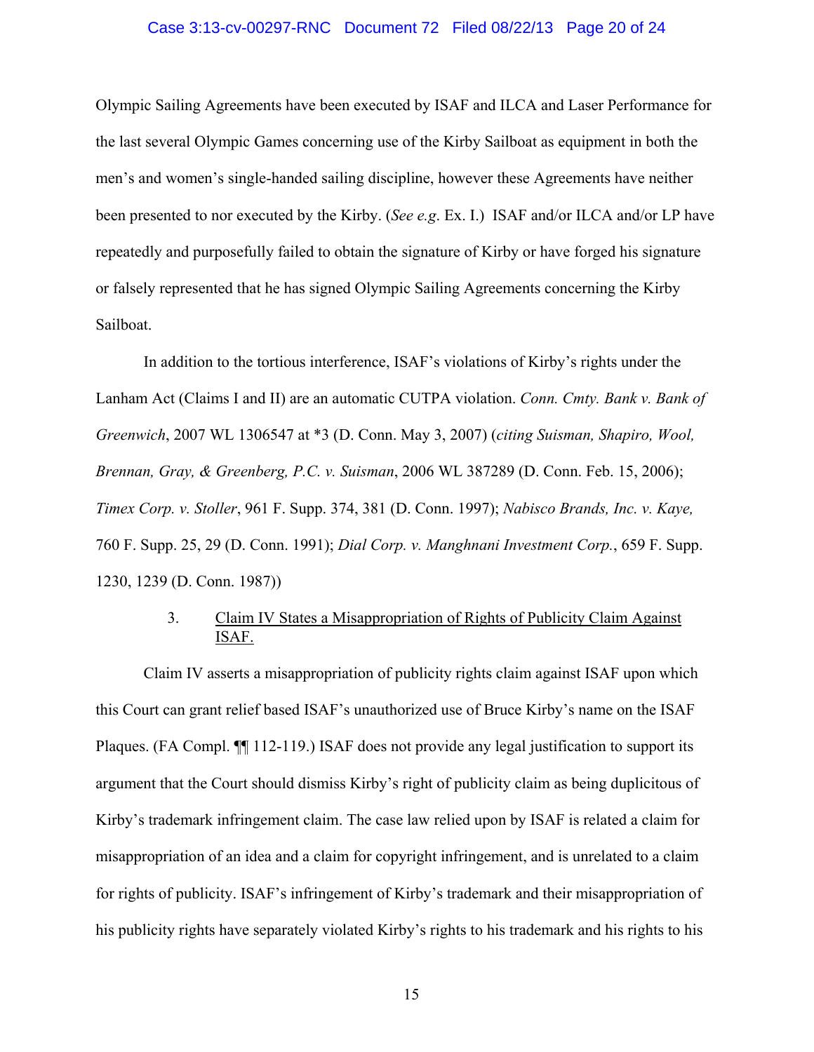Olympic Sailing Agreements have been executed by ISAF and ILCA and Laser Performance for the last several Olympic Games concerning use of the Kirby Sailboat as equipment in both the men's and women's single-handed sailing discipline, however these Agreements have neither been presented to nor executed by the Kirby. (*See e.g*. Ex. I.) ISAF and/or ILCA and/or LP have repeatedly and purposefully failed to obtain the signature of Kirby or have forged his signature or falsely represented that he has signed Olympic Sailing Agreements concerning the Kirby Sailboat.

In addition to the tortious interference, ISAF's violations of Kirby's rights under the Lanham Act (Claims I and II) are an automatic CUTPA violation. *Conn. Cmty. Bank v. Bank of Greenwich*, 2007 WL 1306547 at *3 (D. Conn. May 3, 2007) (*citing Suisman, Shapiro, Wool, Brennan, Gray, & Greenberg, P.C. v. Suisman*, 2006 WL 387289 (D. Conn. Feb. 15, 2006); *Timex Corp. v. Stoller*, 961 F. Supp. 374, 381 (D. Conn. 1997); *Nabisco Brands, Inc. v. Kaye,* 760 F. Supp. 25, 29 (D. Conn. 1991); *Dial Corp. v. Manghnani Investment Corp.*, 659 F. Supp. 1230, 1239 (D. Conn. 1987))

### 3. Claim IV States a Misappropriation of Rights of Publicity Claim Against ISAF.

Claim IV asserts a misappropriation of publicity rights claim against ISAF upon which this Court can grant relief based ISAF's unauthorized use of Bruce Kirby's name on the ISAF Plaques. (FA Compl. ¶¶ 112-119.) ISAF does not provide any legal justification to support its argument that the Court should dismiss Kirby's right of publicity claim as being duplicitous of Kirby's trademark infringement claim. The case law relied upon by ISAF is related a claim for misappropriation of an idea and a claim for copyright infringement, and is unrelated to a claim for rights of publicity. ISAF's infringement of Kirby's trademark and their misappropriation of his publicity rights have separately violated Kirby's rights to his trademark and his rights to his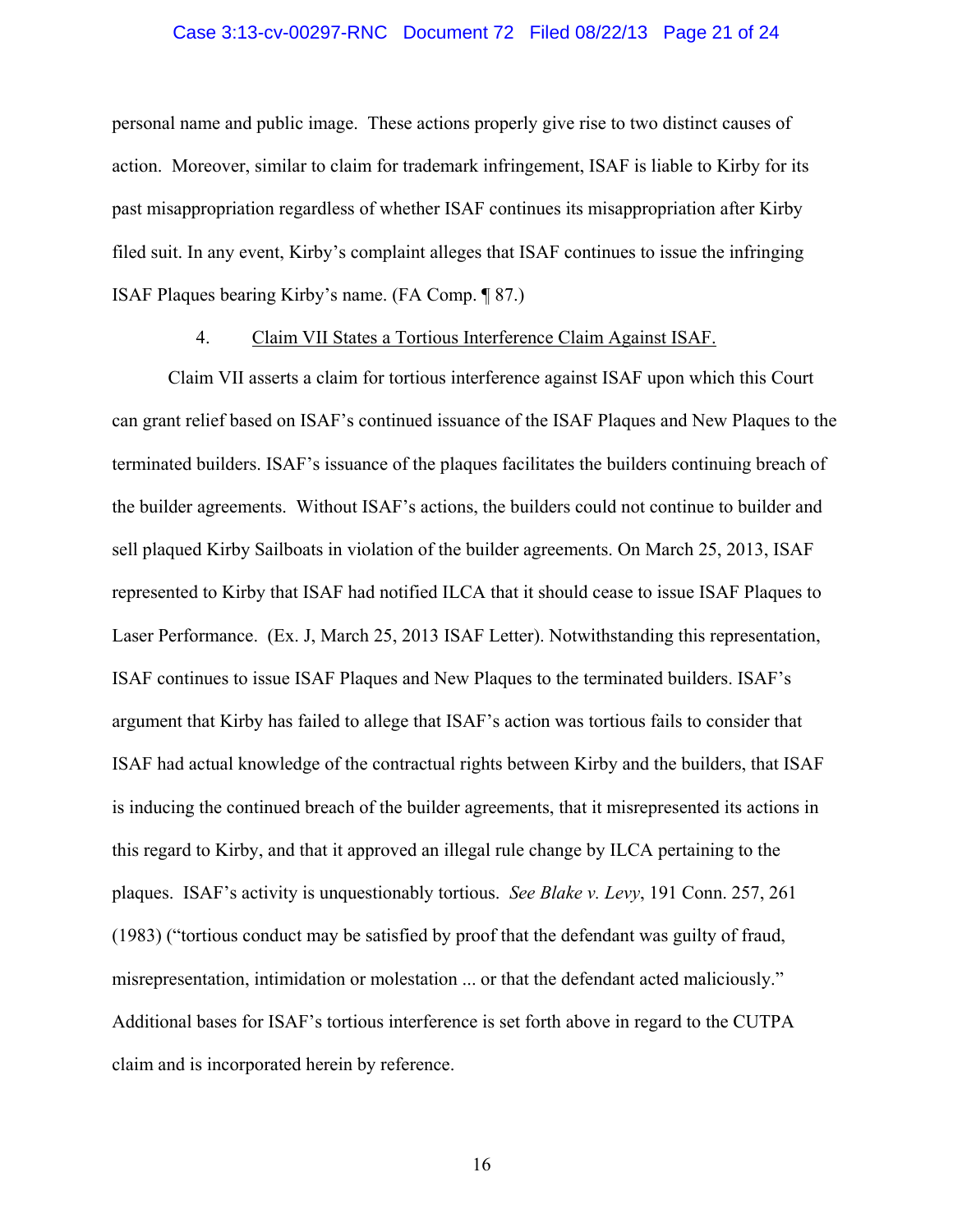personal name and public image. These actions properly give rise to two distinct causes of action. Moreover, similar to claim for trademark infringement, ISAF is liable to Kirby for its past misappropriation regardless of whether ISAF continues its misappropriation after Kirby filed suit. In any event, Kirby's complaint alleges that ISAF continues to issue the infringing ISAF Plaques bearing Kirby's name. (FA Comp. ¶ 87.)

4. Claim VII States a Tortious Interference Claim Against ISAF.

Claim VII asserts a claim for tortious interference against ISAF upon which this Court can grant relief based on ISAF's continued issuance of the ISAF Plaques and New Plaques to the terminated builders. ISAF's issuance of the plaques facilitates the builders continuing breach of the builder agreements. Without ISAF's actions, the builders could not continue to builder and sell plaqued Kirby Sailboats in violation of the builder agreements. On March 25, 2013, ISAF represented to Kirby that ISAF had notified ILCA that it should cease to issue ISAF Plaques to Laser Performance. (Ex. J, March 25, 2013 ISAF Letter). Notwithstanding this representation, ISAF continues to issue ISAF Plaques and New Plaques to the terminated builders. ISAF's argument that Kirby has failed to allege that ISAF's action was tortious fails to consider that ISAF had actual knowledge of the contractual rights between Kirby and the builders, that ISAF is inducing the continued breach of the builder agreements, that it misrepresented its actions in this regard to Kirby, and that it approved an illegal rule change by ILCA pertaining to the plaques. ISAF's activity is unquestionably tortious. *See Blake v. Levy*, 191 Conn. 257, 261 (1983) ("tortious conduct may be satisfied by proof that the defendant was guilty of fraud, misrepresentation, intimidation or molestation ... or that the defendant acted maliciously." Additional bases for ISAF's tortious interference is set forth above in regard to the CUTPA claim and is incorporated herein by reference.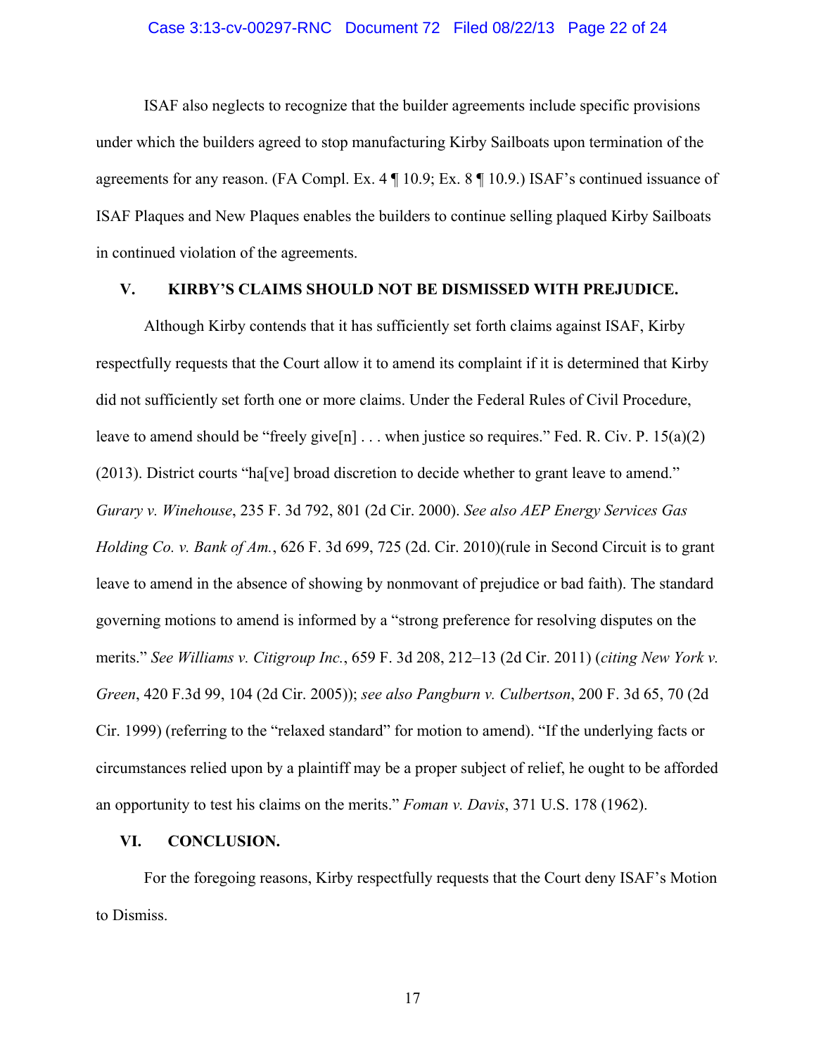ISAF also neglects to recognize that the builder agreements include specific provisions under which the builders agreed to stop manufacturing Kirby Sailboats upon termination of the agreements for any reason. (FA Compl. Ex. 4 ¶ 10.9; Ex. 8 ¶ 10.9.) ISAF's continued issuance of ISAF Plaques and New Plaques enables the builders to continue selling plaqued Kirby Sailboats in continued violation of the agreements.

## V. KIRBY'S CLAIMS SHOULD NOT BE DISMISSED WITH PREJUDICE.

Although Kirby contends that it has sufficiently set forth claims against ISAF, Kirby respectfully requests that the Court allow it to amend its complaint if it is determined that Kirby did not sufficiently set forth one or more claims. Under the Federal Rules of Civil Procedure, leave to amend should be "freely give[n] . . . when justice so requires." Fed. R. Civ. P. 15(a)(2) (2013). District courts "ha[ve] broad discretion to decide whether to grant leave to amend." *Gurary v. Winehouse*, 235 F. 3d 792, 801 (2d Cir. 2000). *See also AEP Energy Services Gas Holding Co. v. Bank of Am.*, 626 F. 3d 699, 725 (2d. Cir. 2010)(rule in Second Circuit is to grant leave to amend in the absence of showing by nonmovant of prejudice or bad faith). The standard governing motions to amend is informed by a "strong preference for resolving disputes on the merits." *See Williams v. Citigroup Inc.*, 659 F. 3d 208, 212–13 (2d Cir. 2011) (*citing New York v. Green*, 420 F.3d 99, 104 (2d Cir. 2005)); *see also Pangburn v. Culbertson*, 200 F. 3d 65, 70 (2d Cir. 1999) (referring to the "relaxed standard" for motion to amend). "If the underlying facts or circumstances relied upon by a plaintiff may be a proper subject of relief, he ought to be afforded an opportunity to test his claims on the merits." *Foman v. Davis*, 371 U.S. 178 (1962).

## VI. CONCLUSION.

For the foregoing reasons, Kirby respectfully requests that the Court deny ISAF's Motion to Dismiss.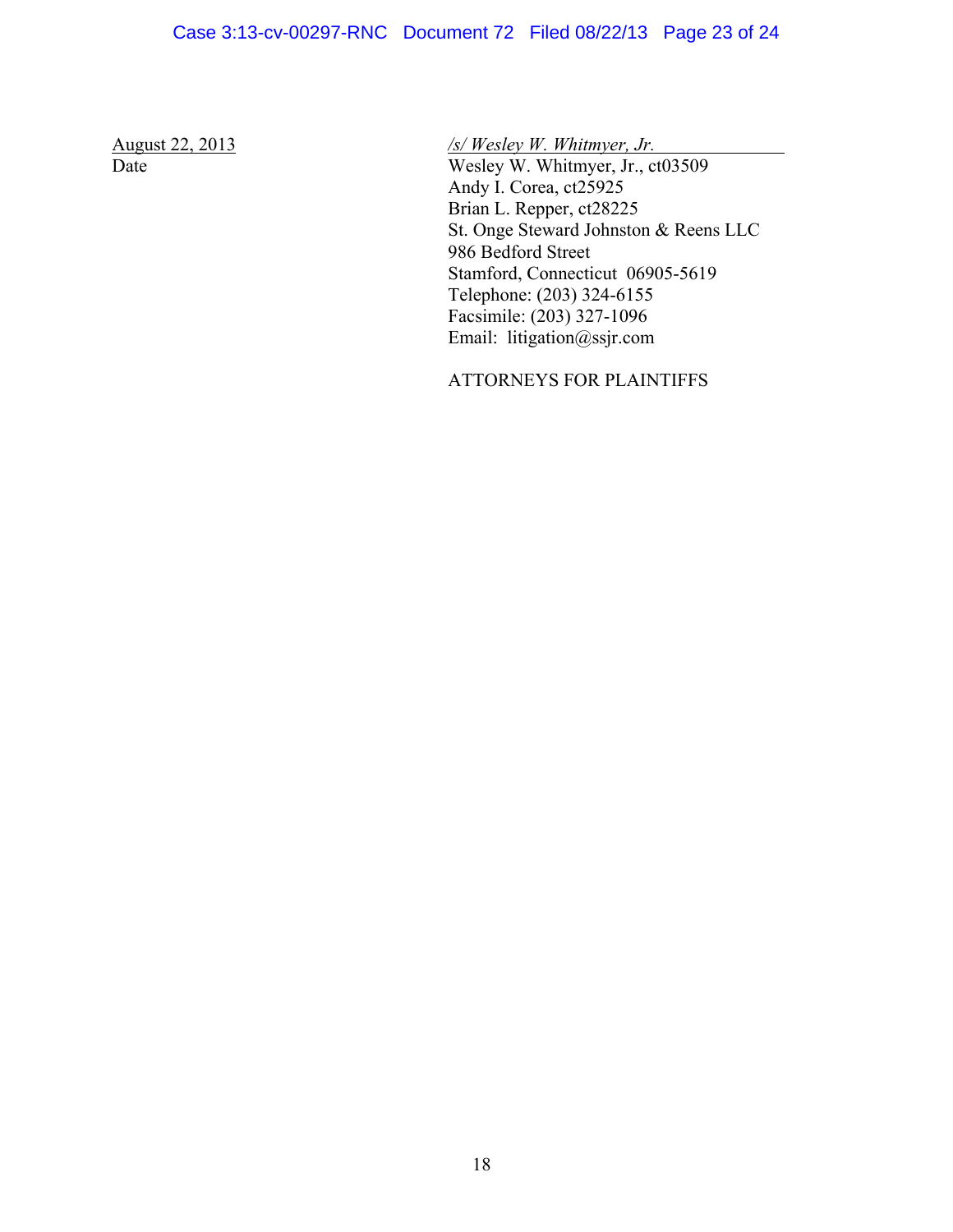August 22, 2013
Date

*/s/ Wesley W. Whitmyer, Jr.*
Wesley W. Whitmyer, Jr., ct03509
Andy I. Corea, ct25925
Brian L. Repper, ct28225
St. Onge Steward Johnston & Reens LLC
986 Bedford Street
Stamford, Connecticut 06905-5619
Telephone: (203) 324-6155
Facsimile: (203) 327-1096
Email: litigation@ssjr.com

ATTORNEYS FOR PLAINTIFFS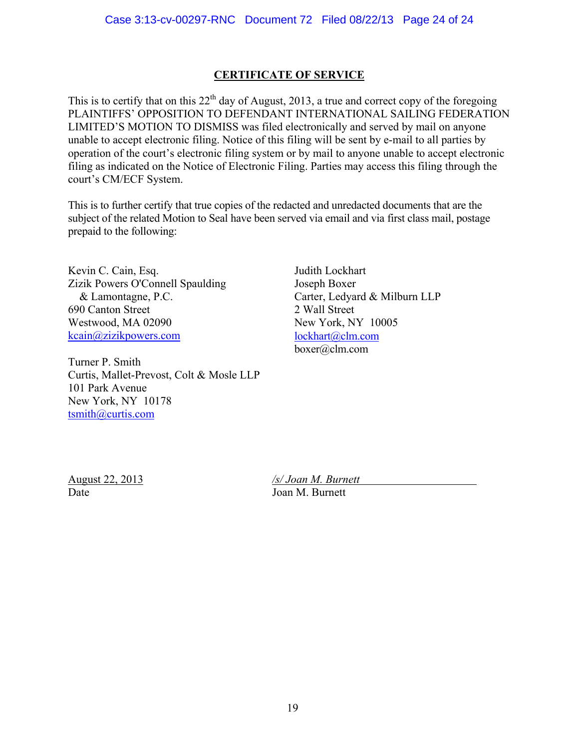## CERTIFICATE OF SERVICE

This is to certify that on this 22th day of August, 2013, a true and correct copy of the foregoing PLAINTIFFS' OPPOSITION TO DEFENDANT INTERNATIONAL SAILING FEDERATION LIMITED'S MOTION TO DISMISS was filed electronically and served by mail on anyone unable to accept electronic filing. Notice of this filing will be sent by e-mail to all parties by operation of the court's electronic filing system or by mail to anyone unable to accept electronic filing as indicated on the Notice of Electronic Filing. Parties may access this filing through the court's CM/ECF System.

This is to further certify that true copies of the redacted and unredacted documents that are the subject of the related Motion to Seal have been served via email and via first class mail, postage prepaid to the following:

Kevin C. Cain, Esq.
Zizik Powers O'Connell Spaulding
& Lamontagne, P.C.
690 Canton Street
Westwood, MA 02090
kcain@zizikpowers.com

Turner P. Smith
Curtis, Mallet-Prevost, Colt & Mosle LLP
101 Park Avenue
New York, NY 10178
tsmith@curtis.com

Judith Lockhart
Joseph Boxer
Carter, Ledyard & Milburn LLP
2 Wall Street
New York, NY 10005
lockhart@clm.com
boxer@clm.com

August 22, 2013
Date

*/s/ Joan M. Burnett*
Joan M. Burnett